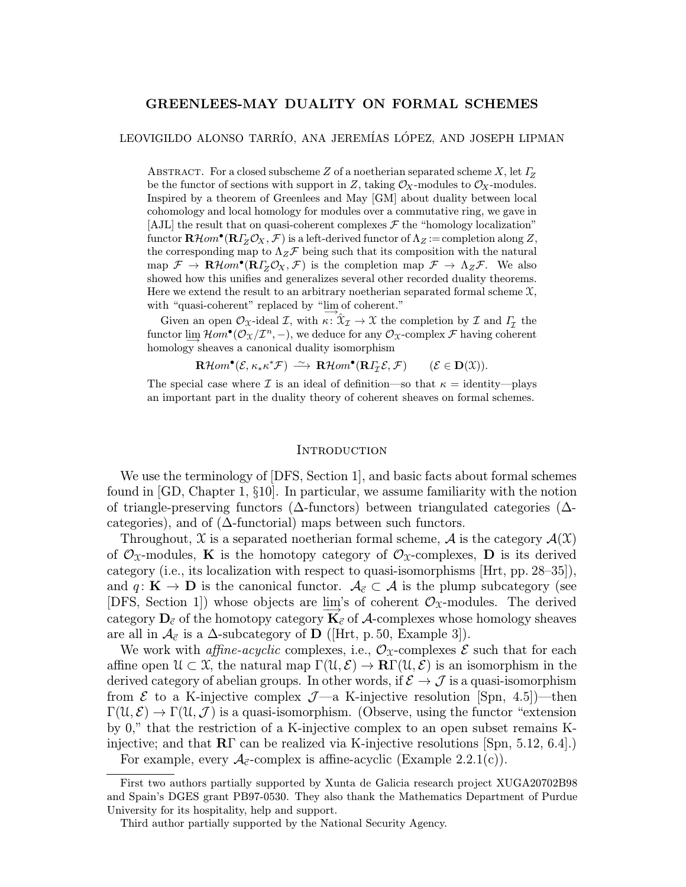# GREENLEES-MAY DUALITY ON FORMAL SCHEMES

LEOVIGILDO ALONSO TARRÍO, ANA JEREMÍAS LÓPEZ, AND JOSEPH LIPMAN

ABSTRACT. For a closed subscheme $Z$ of a noetherian separated scheme $X$, let $\varGamma_Z$ be the functor of sections with support in $Z$, taking $\mathcal{O}_X$-modules to $\mathcal{O}_X$-modules. Inspired by a theorem of Greenlees and May [GM] about duality between local cohomology and local homology for modules over a commutative ring, we gave in [AJL] the result that on quasi-coherent complexes $\mathcal{F}$ the "homology localization" functor $\mathbf{R}\mathcal{H}om^{\bullet}(\mathbf{R}\varGamma_Z\mathcal{O}_X, \mathcal{F})$ is a left-derived functor of $\Lambda_Z :=$ completion along $Z$, the corresponding map to $\Lambda_Z\mathcal{F}$ being such that its composition with the natural map $\mathcal{F} \to \mathbf{R}\mathcal{H}om^{\bullet}(\mathbf{R}\varGamma_Z\mathcal{O}_X, \mathcal{F})$ is the completion map $\mathcal{F} \to \Lambda_Z\mathcal{F}$. We also showed how this unifies and generalizes several other recorded duality theorems. Here we extend the result to an arbitrary noetherian separated formal scheme $\mathfrak{X}$, with "quasi-coherent" replaced by "$\varinjlim$ of coherent."

Given an open $\mathcal{O}_{\mathfrak{X}}$-ideal $\mathcal{I}$, with $\kappa\colon \hat{\mathfrak{X}}_{\mathcal{I}} \to \mathfrak{X}$ the completion by $\mathcal{I}$ and $\varGamma_{\mathcal{I}}$ the functor $\varinjlim \mathcal{H}om^{\bullet}(\mathcal{O}_{\mathfrak{X}}/\mathcal{I}^n, -)$, we deduce for any $\mathcal{O}_{\mathfrak{X}}$-complex $\mathcal{F}$ having coherent homology sheaves a canonical duality isomorphism

$$\mathbf{R}\mathcal{H}om^{\bullet}(\mathcal{E}, \kappa_*\kappa^*\mathcal{F}) \xrightarrow{\sim} \mathbf{R}\mathcal{H}om^{\bullet}(\mathbf{R}\varGamma_{\mathcal{I}}\mathcal{E}, \mathcal{F}) \qquad (\mathcal{E} \in \mathbf{D}(\mathfrak{X})).$$

The special case where $\mathcal{I}$ is an ideal of definition—so that $\kappa =$ identity—plays an important part in the duality theory of coherent sheaves on formal schemes.

## INTRODUCTION

We use the terminology of [DFS, Section 1], and basic facts about formal schemes found in [GD, Chapter 1, §10]. In particular, we assume familiarity with the notion of triangle-preserving functors ($\Delta$-functors) between triangulated categories ($\Delta$-categories), and of ($\Delta$-functorial) maps between such functors.

Throughout, $\mathfrak{X}$ is a separated noetherian formal scheme, $\mathcal{A}$ is the category $\mathcal{A}(\mathfrak{X})$ of $\mathcal{O}_{\mathfrak{X}}$-modules, $\mathbf{K}$ is the homotopy category of $\mathcal{O}_{\mathfrak{X}}$-complexes, $\mathbf{D}$ is its derived category (i.e., its localization with respect to quasi-isomorphisms [Hrt, pp. 28–35]), and $q\colon \mathbf{K} \to \mathbf{D}$ is the canonical functor. $\mathcal{A}_{\vec{\mathsf{c}}} \subset \mathcal{A}$ is the plump subcategory (see [DFS, Section 1]) whose objects are $\varinjlim$'s of coherent $\mathcal{O}_{\mathfrak{X}}$-modules. The derived category $\mathbf{D}_{\vec{\mathsf{c}}}$ of the homotopy category $\overrightarrow{\mathbf{K}}_{\vec{\mathsf{c}}}$ of $\mathcal{A}$-complexes whose homology sheaves are all in $\mathcal{A}_{\vec{\mathsf{c}}}$ is a $\Delta$-subcategory of $\mathbf{D}$ ([Hrt, p. 50, Example 3]).

We work with *affine-acyclic* complexes, i.e., $\mathcal{O}_{\mathfrak{X}}$-complexes $\mathcal{E}$ such that for each affine open $\mathfrak{U} \subset \mathfrak{X}$, the natural map $\Gamma(\mathfrak{U}, \mathcal{E}) \to \mathbf{R}\Gamma(\mathfrak{U}, \mathcal{E})$ is an isomorphism in the derived category of abelian groups. In other words, if $\mathcal{E} \to \mathcal{J}$ is a quasi-isomorphism from $\mathcal{E}$ to a K-injective complex $\mathcal{J}$—a K-injective resolution [Spn, 4.5])—then $\Gamma(\mathfrak{U}, \mathcal{E}) \to \Gamma(\mathfrak{U}, \mathcal{J})$ is a quasi-isomorphism. (Observe, using the functor "extension by 0," that the restriction of a K-injective complex to an open subset remains K-injective; and that $\mathbf{R}\Gamma$ can be realized via K-injective resolutions [Spn, 5.12, 6.4].)

For example, every $\mathcal{A}_{\vec{\mathsf{c}}}$-complex is affine-acyclic (Example 2.2.1(c)).

---

First two authors partially supported by Xunta de Galicia research project XUGA20702B98 and Spain's DGES grant PB97-0530. They also thank the Mathematics Department of Purdue University for its hospitality, help and support.

Third author partially supported by the National Security Agency.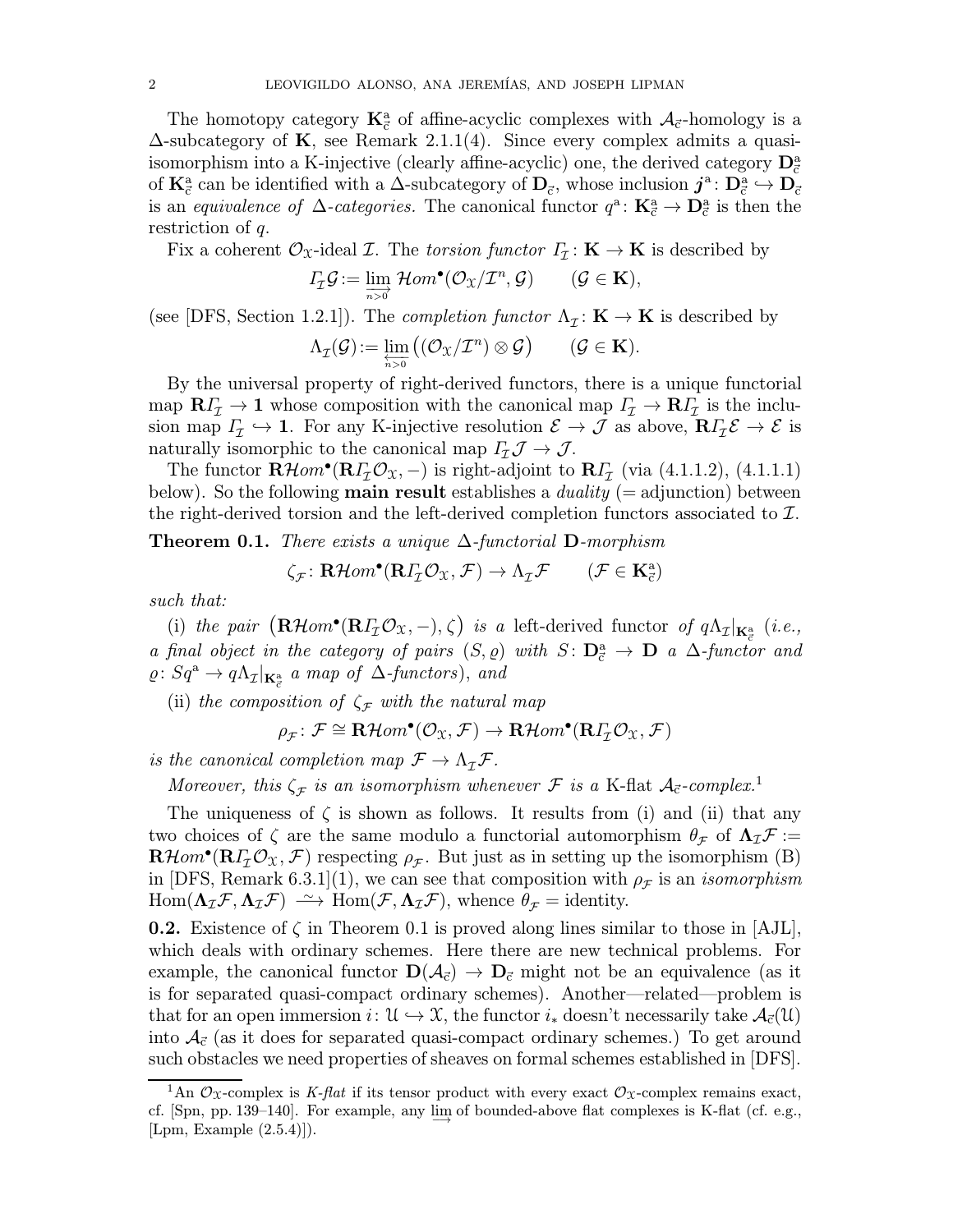The homotopy category $\mathbf{K}_{\vec{c}}^{\mathrm{a}}$ of affine-acyclic complexes with $\mathcal{A}_{\vec{c}}$-homology is a $\Delta$-subcategory of $\mathbf{K}$, see Remark 2.1.1(4). Since every complex admits a quasi-isomorphism into a K-injective (clearly affine-acyclic) one, the derived category $\mathbf{D}_{\vec{c}}^{\mathrm{a}}$ of $\mathbf{K}_{\vec{c}}^{\mathrm{a}}$ can be identified with a $\Delta$-subcategory of $\mathbf{D}_{\vec{c}}$, whose inclusion $\boldsymbol{j}^{\mathrm{a}} \colon \mathbf{D}_{\vec{c}}^{\mathrm{a}} \hookrightarrow \mathbf{D}_{\vec{c}}$ is an *equivalence of* $\Delta$*-categories.* The canonical functor $q^{\mathrm{a}} \colon \mathbf{K}_{\vec{c}}^{\mathrm{a}} \to \mathbf{D}_{\vec{c}}^{\mathrm{a}}$ is then the restriction of $q$.

Fix a coherent $\mathcal{O}_{\mathfrak{X}}$-ideal $\mathcal{I}$. The *torsion functor* $\varGamma_{\mathcal{I}} \colon \mathbf{K} \to \mathbf{K}$ is described by

$$\varGamma_{\mathcal{I}}\mathcal{G} := \varinjlim_{n>0} \mathcal{H}om^{\bullet}(\mathcal{O}_{\mathfrak{X}}/\mathcal{I}^n, \mathcal{G}) \qquad (\mathcal{G} \in \mathbf{K}),$$

(see [DFS, Section 1.2.1]). The *completion functor* $\Lambda_{\mathcal{I}} \colon \mathbf{K} \to \mathbf{K}$ is described by

$$\Lambda_{\mathcal{I}}(\mathcal{G}) := \varprojlim_{n>0} \big((\mathcal{O}_{\mathfrak{X}}/\mathcal{I}^n) \otimes \mathcal{G}\big) \qquad (\mathcal{G} \in \mathbf{K}).$$

By the universal property of right-derived functors, there is a unique functorial map $\mathbf{R}\varGamma_{\mathcal{I}} \to \mathbf{1}$ whose composition with the canonical map $\varGamma_{\mathcal{I}} \to \mathbf{R}\varGamma_{\mathcal{I}}$ is the inclusion map $\varGamma_{\mathcal{I}} \hookrightarrow \mathbf{1}$. For any K-injective resolution $\mathcal{E} \to \mathcal{J}$ as above, $\mathbf{R}\varGamma_{\mathcal{I}}\mathcal{E} \to \mathcal{E}$ is naturally isomorphic to the canonical map $\varGamma_{\mathcal{I}}\mathcal{J} \to \mathcal{J}$.

The functor $\mathbf{R}\mathcal{H}om^{\bullet}(\mathbf{R}\varGamma_{\mathcal{I}}\mathcal{O}_{\mathfrak{X}}, -)$ is right-adjoint to $\mathbf{R}\varGamma_{\mathcal{I}}$ (via (4.1.1.2), (4.1.1.1) below). So the following **main result** establishes a *duality* (= adjunction) between the right-derived torsion and the left-derived completion functors associated to $\mathcal{I}$.

**Theorem 0.1.** *There exists a unique* $\Delta$*-functorial* $\mathbf{D}$*-morphism*

$$\zeta_{\mathcal{F}} \colon \mathbf{R}\mathcal{H}om^{\bullet}(\mathbf{R}\varGamma_{\mathcal{I}}\mathcal{O}_{\mathfrak{X}}, \mathcal{F}) \to \Lambda_{\mathcal{I}}\mathcal{F} \qquad (\mathcal{F} \in \mathbf{K}_{\vec{c}}^{\mathrm{a}})$$

*such that:*

(i) *the pair* $\big(\mathbf{R}\mathcal{H}om^{\bullet}(\mathbf{R}\varGamma_{\mathcal{I}}\mathcal{O}_{\mathfrak{X}}, -), \zeta\big)$ *is a* left-derived functor *of* $q\Lambda_{\mathcal{I}}|_{\mathbf{K}_{\vec{c}}^{\mathrm{a}}}$ *(i.e., a final object in the category of pairs* $(S, \varrho)$ *with* $S \colon \mathbf{D}_{\vec{c}}^{\mathrm{a}} \to \mathbf{D}$ *a* $\Delta$*-functor and* $\varrho \colon Sq^{\mathrm{a}} \to q\Lambda_{\mathcal{I}}|_{\mathbf{K}_{\vec{c}}^{\mathrm{a}}}$ *a map of* $\Delta$*-functors), and*

(ii) *the composition of* $\zeta_{\mathcal{F}}$ *with the natural map*

$$\rho_{\mathcal{F}} \colon \mathcal{F} \cong \mathbf{R}\mathcal{H}om^{\bullet}(\mathcal{O}_{\mathfrak{X}}, \mathcal{F}) \to \mathbf{R}\mathcal{H}om^{\bullet}(\mathbf{R}\varGamma_{\mathcal{I}}\mathcal{O}_{\mathfrak{X}}, \mathcal{F})$$

*is the canonical completion map* $\mathcal{F} \to \Lambda_{\mathcal{I}}\mathcal{F}$.

*Moreover, this* $\zeta_{\mathcal{F}}$ *is an isomorphism whenever* $\mathcal{F}$ *is a* K-flat $\mathcal{A}_{\vec{c}}$*-complex.*[1]

The uniqueness of $\zeta$ is shown as follows. It results from (i) and (ii) that any two choices of $\zeta$ are the same modulo a functorial automorphism $\theta_{\mathcal{F}}$ of $\boldsymbol{\Lambda}_{\mathcal{I}}\mathcal{F} := \mathbf{R}\mathcal{H}om^{\bullet}(\mathbf{R}\varGamma_{\mathcal{I}}\mathcal{O}_{\mathfrak{X}}, \mathcal{F})$ respecting $\rho_{\mathcal{F}}$. But just as in setting up the isomorphism (B) in [DFS, Remark 6.3.1](1), we can see that composition with $\rho_{\mathcal{F}}$ is an *isomorphism* $\mathrm{Hom}(\boldsymbol{\Lambda}_{\mathcal{I}}\mathcal{F}, \boldsymbol{\Lambda}_{\mathcal{I}}\mathcal{F}) \xrightarrow{\sim} \mathrm{Hom}(\mathcal{F}, \boldsymbol{\Lambda}_{\mathcal{I}}\mathcal{F})$, whence $\theta_{\mathcal{F}} = $ identity.

**0.2.** Existence of $\zeta$ in Theorem 0.1 is proved along lines similar to those in [AJL], which deals with ordinary schemes. Here there are new technical problems. For example, the canonical functor $\mathbf{D}(\mathcal{A}_{\vec{c}}) \to \mathbf{D}_{\vec{c}}$ might not be an equivalence (as it is for separated quasi-compact ordinary schemes). Another—related—problem is that for an open immersion $i \colon \mathcal{U} \hookrightarrow \mathfrak{X}$, the functor $i_*$ doesn't necessarily take $\mathcal{A}_{\vec{c}}(\mathcal{U})$ into $\mathcal{A}_{\vec{c}}$ (as it does for separated quasi-compact ordinary schemes.) To get around such obstacles we need properties of sheaves on formal schemes established in [DFS].

[1] An $\mathcal{O}_{\mathfrak{X}}$-complex is *K-flat* if its tensor product with every exact $\mathcal{O}_{\mathfrak{X}}$-complex remains exact, cf. [Spn, pp. 139–140]. For example, any $\varinjlim$ of bounded-above flat complexes is K-flat (cf. e.g., [Lpm, Example (2.5.4)]).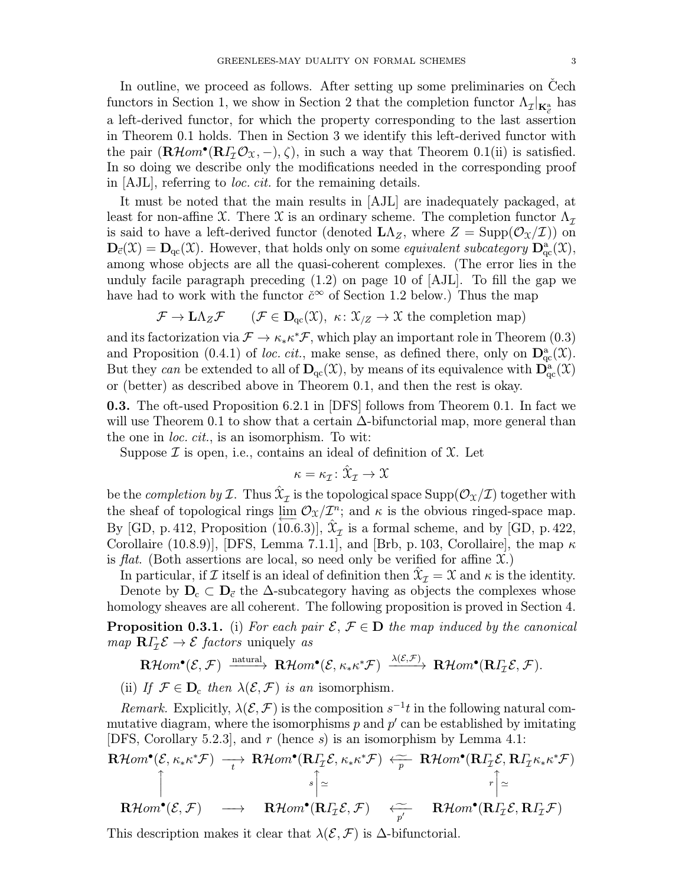In outline, we proceed as follows. After setting up some preliminaries on Čech functors in Section 1, we show in Section 2 that the completion functor $\Lambda_{\mathcal{I}}|_{\mathbf{K}^{\mathrm{a}}_{\vec{c}}}$ has a left-derived functor, for which the property corresponding to the last assertion in Theorem 0.1 holds. Then in Section 3 we identify this left-derived functor with the pair $(\mathbf{R}\mathcal{H}om^\bullet(\mathbf{R}\varGamma_{\mathcal{I}}\mathcal{O}_{\mathfrak{X}}, -), \zeta)$, in such a way that Theorem 0.1(ii) is satisfied. In so doing we describe only the modifications needed in the corresponding proof in [AJL], referring to *loc. cit.* for the remaining details.

It must be noted that the main results in [AJL] are inadequately packaged, at least for non-affine $\mathfrak{X}$. There $\mathfrak{X}$ is an ordinary scheme. The completion functor $\Lambda_{\mathcal{I}}$ is said to have a left-derived functor (denoted $\mathbf{L}\Lambda_Z$, where $Z = \mathrm{Supp}(\mathcal{O}_{\mathfrak{X}}/\mathcal{I})$) on $\mathbf{D}_{\vec{c}}(\mathfrak{X}) = \mathbf{D}_{\mathrm{qc}}(\mathfrak{X})$. However, that holds only on some *equivalent subcategory* $\mathbf{D}^{\mathrm{a}}_{\mathrm{qc}}(\mathfrak{X})$, among whose objects are all the quasi-coherent complexes. (The error lies in the unduly facile paragraph preceding (1.2) on page 10 of [AJL]. To fill the gap we have had to work with the functor $\check{c}^\infty$ of Section 1.2 below.) Thus the map

$$\mathcal{F} \to \mathbf{L}\Lambda_Z\mathcal{F} \qquad (\mathcal{F} \in \mathbf{D}_{\mathrm{qc}}(\mathfrak{X}),\ \kappa\colon \mathfrak{X}_{/Z} \to \mathfrak{X} \text{ the completion map})$$

and its factorization via $\mathcal{F} \to \kappa_*\kappa^*\mathcal{F}$, which play an important role in Theorem (0.3) and Proposition (0.4.1) of *loc. cit.*, make sense, as defined there, only on $\mathbf{D}^{\mathrm{a}}_{\mathrm{qc}}(\mathfrak{X})$. But they *can* be extended to all of $\mathbf{D}_{\mathrm{qc}}(\mathfrak{X})$, by means of its equivalence with $\mathbf{D}^{\mathrm{a}}_{\mathrm{qc}}(\mathfrak{X})$ or (better) as described above in Theorem 0.1, and then the rest is okay.

**0.3.** The oft-used Proposition 6.2.1 in [DFS] follows from Theorem 0.1. In fact we will use Theorem 0.1 to show that a certain $\Delta$-bifunctorial map, more general than the one in *loc. cit.*, is an isomorphism. To wit:

Suppose $\mathcal{I}$ is open, i.e., contains an ideal of definition of $\mathfrak{X}$. Let

$$\kappa = \kappa_{\mathcal{I}}\colon \hat{\mathfrak{X}}_{\mathcal{I}} \to \mathfrak{X}$$

be the *completion by* $\mathcal{I}$. Thus $\hat{\mathfrak{X}}_{\mathcal{I}}$ is the topological space $\mathrm{Supp}(\mathcal{O}_{\mathfrak{X}}/\mathcal{I})$ together with the sheaf of topological rings $\varprojlim \mathcal{O}_{\mathfrak{X}}/\mathcal{I}^n$; and $\kappa$ is the obvious ringed-space map. By [GD, p. 412, Proposition (10.6.3)], $\hat{\mathfrak{X}}_{\mathcal{I}}$ is a formal scheme, and by [GD, p. 422, Corollaire (10.8.9)], [DFS, Lemma 7.1.1], and [Brb, p. 103, Corollaire], the map $\kappa$ is *flat*. (Both assertions are local, so need only be verified for affine $\mathfrak{X}$.)

In particular, if $\mathcal{I}$ itself is an ideal of definition then $\hat{\mathfrak{X}}_{\mathcal{I}} = \mathfrak{X}$ and $\kappa$ is the identity.

Denote by $\mathbf{D}_{\mathrm{c}} \subset \mathbf{D}_{\vec{c}}$ the $\Delta$-subcategory having as objects the complexes whose homology sheaves are all coherent. The following proposition is proved in Section 4.

**Proposition 0.3.1.** (i) *For each pair* $\mathcal{E}$, $\mathcal{F} \in \mathbf{D}$ *the map induced by the canonical map* $\mathbf{R}\varGamma_{\mathcal{I}}\mathcal{E} \to \mathcal{E}$ *factors* uniquely *as*

$$\mathbf{R}\mathcal{H}om^\bullet(\mathcal{E}, \mathcal{F}) \xrightarrow{\text{natural}} \mathbf{R}\mathcal{H}om^\bullet(\mathcal{E}, \kappa_*\kappa^*\mathcal{F}) \xrightarrow{\lambda(\mathcal{E},\mathcal{F})} \mathbf{R}\mathcal{H}om^\bullet(\mathbf{R}\varGamma_{\mathcal{I}}\mathcal{E}, \mathcal{F}).$$

(ii) *If* $\mathcal{F} \in \mathbf{D}_{\mathrm{c}}$ *then* $\lambda(\mathcal{E}, \mathcal{F})$ *is an* isomorphism.

*Remark.* Explicitly, $\lambda(\mathcal{E}, \mathcal{F})$ is the composition $s^{-1}t$ in the following natural commutative diagram, where the isomorphisms $p$ and $p'$ can be established by imitating [DFS, Corollary 5.2.3], and $r$ (hence $s$) is an isomorphism by Lemma 4.1:

$$\begin{array}{ccccc}
\mathbf{R}\mathcal{H}om^\bullet(\mathcal{E}, \kappa_*\kappa^*\mathcal{F}) & \xrightarrow[t]{} & \mathbf{R}\mathcal{H}om^\bullet(\mathbf{R}\varGamma_{\mathcal{I}}\mathcal{E}, \kappa_*\kappa^*\mathcal{F}) & \xleftarrow[p]{\sim} & \mathbf{R}\mathcal{H}om^\bullet(\mathbf{R}\varGamma_{\mathcal{I}}\mathcal{E}, \mathbf{R}\varGamma_{\mathcal{I}}\kappa_*\kappa^*\mathcal{F}) \\
\uparrow & & s\uparrow\simeq & & r\uparrow\simeq \\
\mathbf{R}\mathcal{H}om^\bullet(\mathcal{E}, \mathcal{F}) & \longrightarrow & \mathbf{R}\mathcal{H}om^\bullet(\mathbf{R}\varGamma_{\mathcal{I}}\mathcal{E}, \mathcal{F}) & \xleftarrow[p']{\sim} & \mathbf{R}\mathcal{H}om^\bullet(\mathbf{R}\varGamma_{\mathcal{I}}\mathcal{E}, \mathbf{R}\varGamma_{\mathcal{I}}\mathcal{F})
\end{array}$$

This description makes it clear that $\lambda(\mathcal{E}, \mathcal{F})$ is $\Delta$-bifunctorial.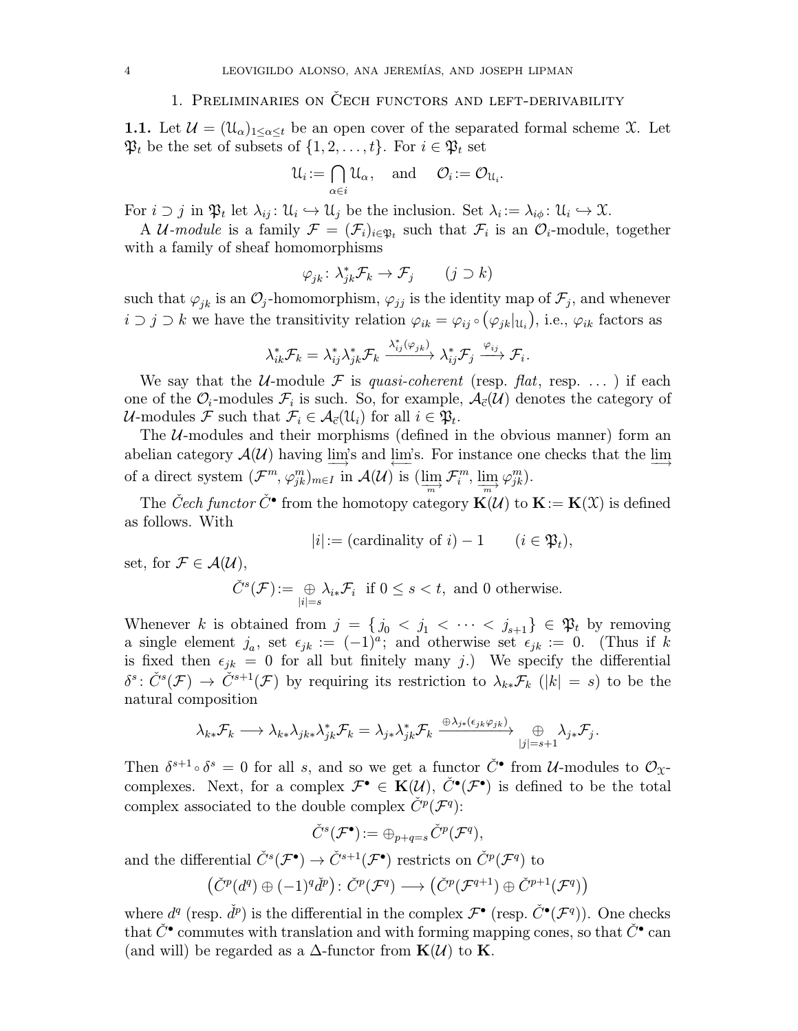## 1. Preliminaries on Čech functors and left-derivability

**1.1.** Let $\mathcal{U} = (\mathfrak{U}_\alpha)_{1\le\alpha\le t}$ be an open cover of the separated formal scheme $\mathfrak{X}$. Let $\mathfrak{P}_t$ be the set of subsets of $\{1, 2, \dots, t\}$. For $i \in \mathfrak{P}_t$ set

$$\mathfrak{U}_i := \bigcap_{\alpha\in i} \mathfrak{U}_\alpha, \quad \text{and} \quad \mathcal{O}_i := \mathcal{O}_{\mathfrak{U}_i}.$$

For $i \supset j$ in $\mathfrak{P}_t$ let $\lambda_{ij} \colon \mathfrak{U}_i \hookrightarrow \mathfrak{U}_j$ be the inclusion. Set $\lambda_i := \lambda_{i\phi} \colon \mathfrak{U}_i \hookrightarrow \mathfrak{X}$.

A *$\mathcal{U}$-module* is a family $\mathcal{F} = (\mathcal{F}_i)_{i\in\mathfrak{P}_t}$ such that $\mathcal{F}_i$ is an $\mathcal{O}_i$-module, together with a family of sheaf homomorphisms

$$\varphi_{jk} \colon \lambda_{jk}^*\mathcal{F}_k \to \mathcal{F}_j \qquad (j \supset k)$$

such that $\varphi_{jk}$ is an $\mathcal{O}_j$-homomorphism, $\varphi_{jj}$ is the identity map of $\mathcal{F}_j$, and whenever $i \supset j \supset k$ we have the transitivity relation $\varphi_{ik} = \varphi_{ij} \circ \big(\varphi_{jk}|_{\mathfrak{U}_i}\big)$, i.e., $\varphi_{ik}$ factors as

$$\lambda_{ik}^*\mathcal{F}_k = \lambda_{ij}^*\lambda_{jk}^*\mathcal{F}_k \xrightarrow{\lambda_{ij}^*(\varphi_{jk})} \lambda_{ij}^*\mathcal{F}_j \xrightarrow{\varphi_{ij}} \mathcal{F}_i.$$

We say that the $\mathcal{U}$-module $\mathcal{F}$ is *quasi-coherent* (resp. *flat*, resp. ... ) if each one of the $\mathcal{O}_i$-modules $\mathcal{F}_i$ is such. So, for example, $\mathcal{A}_{\vec{c}}(\mathcal{U})$ denotes the category of $\mathcal{U}$-modules $\mathcal{F}$ such that $\mathcal{F}_i \in \mathcal{A}_{\vec{c}}(\mathfrak{U}_i)$ for all $i \in \mathfrak{P}_t$.

The $\mathcal{U}$-modules and their morphisms (defined in the obvious manner) form an abelian category $\mathcal{A}(\mathcal{U})$ having $\varinjlim$'s and $\varprojlim$'s. For instance one checks that the $\varinjlim$ of a direct system $(\mathcal{F}^m, \varphi_{jk}^m)_{m\in I}$ in $\mathcal{A}(\mathcal{U})$ is $(\varinjlim_m \mathcal{F}_i^m, \varinjlim_m \varphi_{jk}^m)$.

The *Čech functor* $\check{C}^\bullet$ from the homotopy category $\mathbf{K}(\mathcal{U})$ to $\mathbf{K} := \mathbf{K}(\mathfrak{X})$ is defined as follows. With

$$|i| := (\text{cardinality of } i) - 1 \qquad (i \in \mathfrak{P}_t),$$

set, for $\mathcal{F} \in \mathcal{A}(\mathcal{U})$,

$$\check{C}^s(\mathcal{F}) := \bigoplus_{|i|=s} \lambda_{i*}\mathcal{F}_i \ \text{ if } 0 \le s < t, \text{ and } 0 \text{ otherwise.}$$

Whenever $k$ is obtained from $j = \{\, j_0 < j_1 < \cdots < j_{s+1}\} \in \mathfrak{P}_t$ by removing a single element $j_a$, set $\epsilon_{jk} := (-1)^a$; and otherwise set $\epsilon_{jk} := 0$. (Thus if $k$ is fixed then $\epsilon_{jk} = 0$ for all but finitely many $j$.) We specify the differential $\delta^s \colon \check{C}^s(\mathcal{F}) \to \check{C}^{s+1}(\mathcal{F})$ by requiring its restriction to $\lambda_{k*}\mathcal{F}_k$ ($|k| = s$) to be the natural composition

$$\lambda_{k*}\mathcal{F}_k \longrightarrow \lambda_{k*}\lambda_{jk*}\lambda_{jk}^*\mathcal{F}_k = \lambda_{j*}\lambda_{jk}^*\mathcal{F}_k \xrightarrow{\oplus\lambda_{j*}(\epsilon_{jk}\varphi_{jk})} \bigoplus_{|j|=s+1} \lambda_{j*}\mathcal{F}_j.$$

Then $\delta^{s+1} \circ \delta^s = 0$ for all $s$, and so we get a functor $\check{C}^\bullet$ from $\mathcal{U}$-modules to $\mathcal{O}_{\mathfrak{X}}$-complexes. Next, for a complex $\mathcal{F}^\bullet \in \mathbf{K}(\mathcal{U})$, $\check{C}^\bullet(\mathcal{F}^\bullet)$ is defined to be the total complex associated to the double complex $\check{C}^p(\mathcal{F}^q)$:

$$\check{C}^s(\mathcal{F}^\bullet) := \oplus_{p+q=s}\check{C}^p(\mathcal{F}^q),$$

and the differential $\check{C}^s(\mathcal{F}^\bullet) \to \check{C}^{s+1}(\mathcal{F}^\bullet)$ restricts on $\check{C}^p(\mathcal{F}^q)$ to

$$\big(\check{C}^p(d^q) \oplus (-1)^q\check{d}^p\big) \colon \check{C}^p(\mathcal{F}^q) \longrightarrow \big(\check{C}^p(\mathcal{F}^{q+1}) \oplus \check{C}^{p+1}(\mathcal{F}^q)\big)$$

where $d^q$ (resp. $\check{d}^p$) is the differential in the complex $\mathcal{F}^\bullet$ (resp. $\check{C}^\bullet(\mathcal{F}^q)$). One checks that $\check{C}^\bullet$ commutes with translation and with forming mapping cones, so that $\check{C}^\bullet$ can (and will) be regarded as a $\Delta$-functor from $\mathbf{K}(\mathcal{U})$ to $\mathbf{K}$.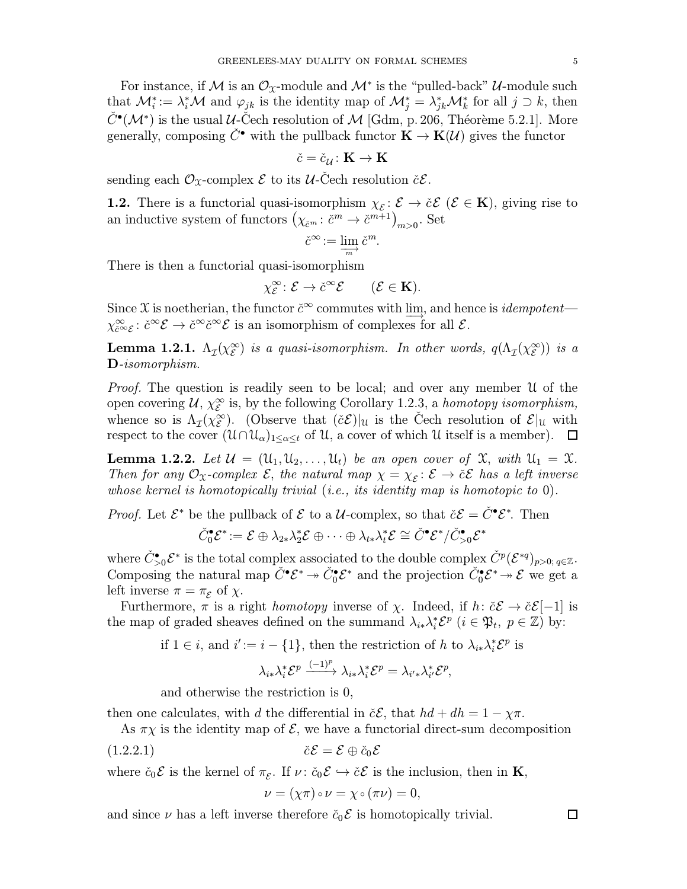For instance, if $\mathcal{M}$ is an $\mathcal{O}_{\mathfrak{X}}$-module and $\mathcal{M}^*$ is the "pulled-back" $\mathcal{U}$-module such that $\mathcal{M}_i^* := \lambda_i^*\mathcal{M}$ and $\varphi_{jk}$ is the identity map of $\mathcal{M}_j^* = \lambda_{jk}^*\mathcal{M}_k^*$ for all $j \supset k$, then $\check{C}^\bullet(\mathcal{M}^*)$ is the usual $\mathcal{U}$-Čech resolution of $\mathcal{M}$ [Gdm, p. 206, Théorème 5.2.1]. More generally, composing $\check{C}^\bullet$ with the pullback functor $\mathbf{K} \to \mathbf{K}(\mathcal{U})$ gives the functor

$$\check{c} = \check{c}_{\mathcal{U}} : \mathbf{K} \to \mathbf{K}$$

sending each $\mathcal{O}_{\mathfrak{X}}$-complex $\mathcal{E}$ to its $\mathcal{U}$-Čech resolution $\check{c}\mathcal{E}$.

**1.2.** There is a functorial quasi-isomorphism $\chi_{\mathcal{E}} : \mathcal{E} \to \check{c}\mathcal{E}$ $(\mathcal{E} \in \mathbf{K})$, giving rise to an inductive system of functors $\big(\chi_{\check{c}^m} : \check{c}^m \to \check{c}^{m+1}\big)_{m>0}$. Set

$$\check{c}^\infty := \varinjlim_m \check{c}^m.$$

There is then a functorial quasi-isomorphism

$$\chi_{\mathcal{E}}^\infty : \mathcal{E} \to \check{c}^\infty\mathcal{E} \qquad (\mathcal{E} \in \mathbf{K}).$$

Since $\mathfrak{X}$ is noetherian, the functor $\check{c}^\infty$ commutes with $\varinjlim$, and hence is *idempotent*—$\chi_{\check{c}^\infty\mathcal{E}}^\infty : \check{c}^\infty\mathcal{E} \to \check{c}^\infty\check{c}^\infty\mathcal{E}$ is an isomorphism of complexes for all $\mathcal{E}$.

**Lemma 1.2.1.** *$\Lambda_{\mathcal{I}}(\chi_{\mathcal{E}}^\infty)$ is a quasi-isomorphism. In other words, $q(\Lambda_{\mathcal{I}}(\chi_{\mathcal{E}}^\infty))$ is a $\mathbf{D}$-isomorphism.*

*Proof.* The question is readily seen to be local; and over any member $\mathfrak{U}$ of the open covering $\mathcal{U}$, $\chi_{\mathcal{E}}^\infty$ is, by the following Corollary 1.2.3, a *homotopy isomorphism,* whence so is $\Lambda_{\mathcal{I}}(\chi_{\mathcal{E}}^\infty)$. (Observe that $(\check{c}\mathcal{E})|_{\mathfrak{U}}$ is the Čech resolution of $\mathcal{E}|_{\mathfrak{U}}$ with respect to the cover $(\mathfrak{U} \cap \mathfrak{U}_\alpha)_{1 \le \alpha \le t}$ of $\mathfrak{U}$, a cover of which $\mathfrak{U}$ itself is a member). $\square$

**Lemma 1.2.2.** *Let $\mathcal{U} = (\mathfrak{U}_1, \mathfrak{U}_2, \dots, \mathfrak{U}_t)$ be an open cover of $\mathfrak{X}$, with $\mathfrak{U}_1 = \mathfrak{X}$. Then for any $\mathcal{O}_{\mathfrak{X}}$-complex $\mathcal{E}$, the natural map $\chi = \chi_{\mathcal{E}} : \mathcal{E} \to \check{c}\mathcal{E}$ has a left inverse whose kernel is homotopically trivial* (*i.e., its identity map is homotopic to* 0).

*Proof.* Let $\mathcal{E}^*$ be the pullback of $\mathcal{E}$ to a $\mathcal{U}$-complex, so that $\check{c}\mathcal{E} = \check{C}^\bullet\mathcal{E}^*$. Then

$$\check{C}_0^\bullet\mathcal{E}^* := \mathcal{E} \oplus \lambda_{2*}\lambda_2^*\mathcal{E} \oplus \cdots \oplus \lambda_{t*}\lambda_t^*\mathcal{E} \cong \check{C}^\bullet\mathcal{E}^*/\check{C}_{>0}^\bullet\mathcal{E}^*$$

where $\check{C}_{>0}^\bullet\mathcal{E}^*$ is the total complex associated to the double complex $\check{C}^p(\mathcal{E}^{*q})_{p>0;\, q\in\mathbb{Z}}$. Composing the natural map $\check{C}^\bullet\mathcal{E}^* \twoheadrightarrow \check{C}_0^\bullet\mathcal{E}^*$ and the projection $\check{C}_0^\bullet\mathcal{E}^* \twoheadrightarrow \mathcal{E}$ we get a left inverse $\pi = \pi_{\mathcal{E}}$ of $\chi$.

Furthermore, $\pi$ is a right *homotopy* inverse of $\chi$. Indeed, if $h : \check{c}\mathcal{E} \to \check{c}\mathcal{E}[-1]$ is the map of graded sheaves defined on the summand $\lambda_{i*}\lambda_i^*\mathcal{E}^p$ $(i \in \mathfrak{P}_t,\ p \in \mathbb{Z})$ by:

> if $1 \in i$, and $i' := i - \{1\}$, then the restriction of $h$ to $\lambda_{i*}\lambda_i^*\mathcal{E}^p$ is
>
> $$\lambda_{i*}\lambda_i^*\mathcal{E}^p \xrightarrow{(-1)^p} \lambda_{i*}\lambda_i^*\mathcal{E}^p = \lambda_{i'*}\lambda_{i'}^*\mathcal{E}^p,$$
>
> and otherwise the restriction is 0,

then one calculates, with $d$ the differential in $\check{c}\mathcal{E}$, that $hd + dh = 1 - \chi\pi$.

As $\pi\chi$ is the identity map of $\mathcal{E}$, we have a functorial direct-sum decomposition

$$\check{c}\mathcal{E} = \mathcal{E} \oplus \check{c}_0\mathcal{E} \tag{1.2.2.1}$$

where $\check{c}_0\mathcal{E}$ is the kernel of $\pi_{\mathcal{E}}$. If $\nu : \check{c}_0\mathcal{E} \hookrightarrow \check{c}\mathcal{E}$ is the inclusion, then in $\mathbf{K}$,

$$\nu = (\chi\pi) \circ \nu = \chi \circ (\pi\nu) = 0,$$

and since $\nu$ has a left inverse therefore $\check{c}_0\mathcal{E}$ is homotopically trivial. $\square$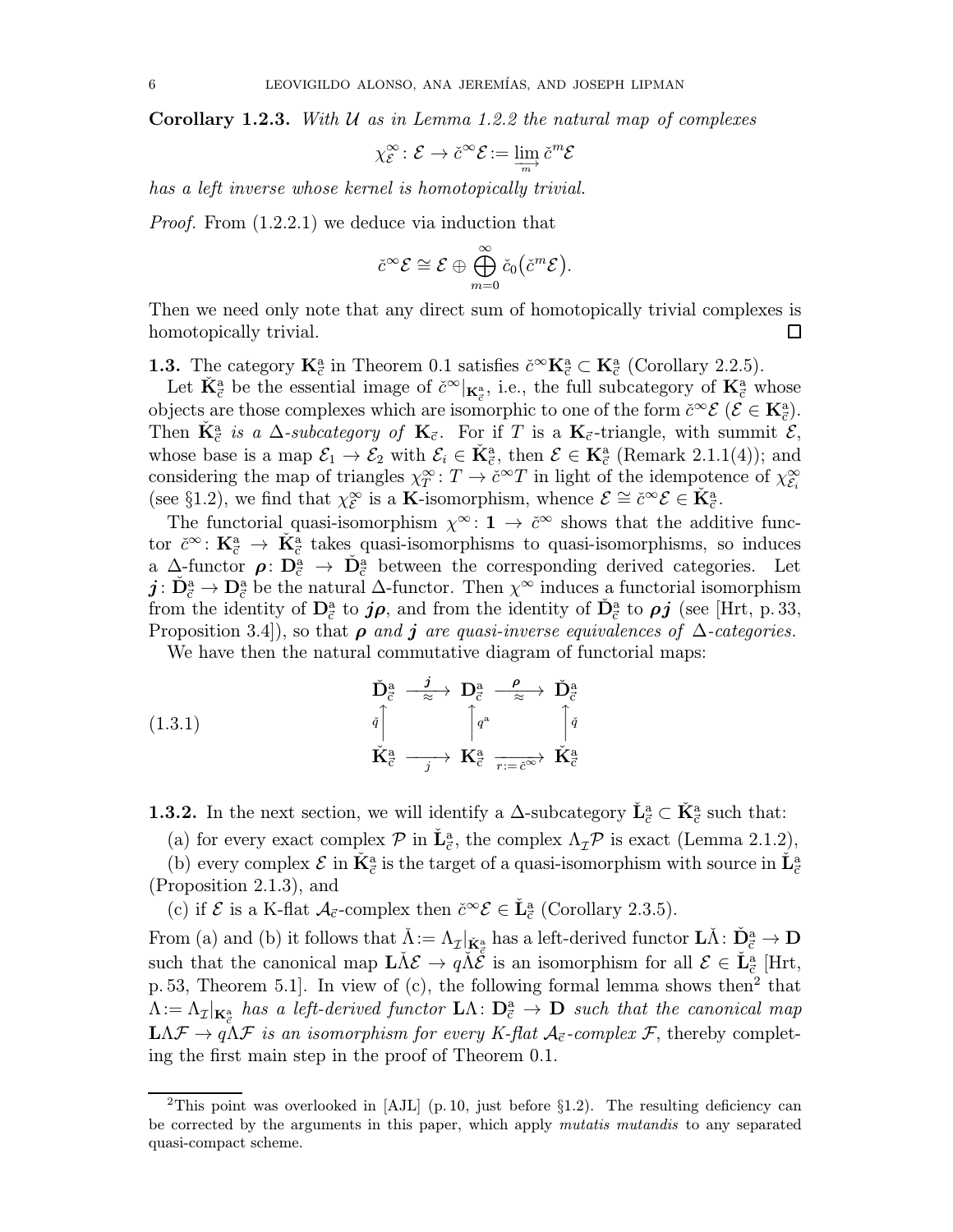**Corollary 1.2.3.** *With $\mathcal{U}$ as in Lemma 1.2.2 the natural map of complexes*

$$\chi^\infty_{\mathcal{E}} \colon \mathcal{E} \to \check{c}^\infty\mathcal{E} := \varinjlim_m \check{c}^m\mathcal{E}$$

*has a left inverse whose kernel is homotopically trivial.*

*Proof.* From (1.2.2.1) we deduce via induction that

$$\check{c}^\infty\mathcal{E} \cong \mathcal{E} \oplus \bigoplus_{m=0}^{\infty} \check{c}_0\big(\check{c}^m\mathcal{E}\big).$$

Then we need only note that any direct sum of homotopically trivial complexes is homotopically trivial. $\square$

**1.3.** The category $\mathbf{K}^{\mathrm{a}}_{\vec{c}}$ in Theorem 0.1 satisfies $\check{c}^\infty\mathbf{K}^{\mathrm{a}}_{\vec{c}} \subset \mathbf{K}^{\mathrm{a}}_{\vec{c}}$ (Corollary 2.2.5).

Let $\check{\mathbf{K}}^{\mathrm{a}}_{\vec{c}}$ be the essential image of $\check{c}^\infty|_{\mathbf{K}^{\mathrm{a}}_{\vec{c}}}$, i.e., the full subcategory of $\mathbf{K}^{\mathrm{a}}_{\vec{c}}$ whose objects are those complexes which are isomorphic to one of the form $\check{c}^\infty\mathcal{E}$ ($\mathcal{E} \in \mathbf{K}^{\mathrm{a}}_{\vec{c}}$). Then $\check{\mathbf{K}}^{\mathrm{a}}_{\vec{c}}$ *is a $\Delta$-subcategory of* $\mathbf{K}_{\vec{c}}$. For if $T$ is a $\mathbf{K}_{\vec{c}}$-triangle, with summit $\mathcal{E}$, whose base is a map $\mathcal{E}_1 \to \mathcal{E}_2$ with $\mathcal{E}_i \in \check{\mathbf{K}}^{\mathrm{a}}_{\vec{c}}$, then $\mathcal{E} \in \mathbf{K}^{\mathrm{a}}_{\vec{c}}$ (Remark 2.1.1(4)); and considering the map of triangles $\chi^\infty_T \colon T \to \check{c}^\infty T$ in light of the idempotence of $\chi^\infty_{\mathcal{E}_i}$ (see §1.2), we find that $\chi^\infty_{\mathcal{E}}$ is a $\mathbf{K}$-isomorphism, whence $\mathcal{E} \cong \check{c}^\infty\mathcal{E} \in \check{\mathbf{K}}^{\mathrm{a}}_{\vec{c}}$.

The functorial quasi-isomorphism $\chi^\infty \colon \mathbf{1} \to \check{c}^\infty$ shows that the additive functor $\check{c}^\infty \colon \mathbf{K}^{\mathrm{a}}_{\vec{c}} \to \check{\mathbf{K}}^{\mathrm{a}}_{\vec{c}}$ takes quasi-isomorphisms to quasi-isomorphisms, so induces a $\Delta$-functor $\boldsymbol{\rho} \colon \mathbf{D}^{\mathrm{a}}_{\vec{c}} \to \check{\mathbf{D}}^{\mathrm{a}}_{\vec{c}}$ between the corresponding derived categories. Let $\boldsymbol{j} \colon \check{\mathbf{D}}^{\mathrm{a}}_{\vec{c}} \to \mathbf{D}^{\mathrm{a}}_{\vec{c}}$ be the natural $\Delta$-functor. Then $\chi^\infty$ induces a functorial isomorphism from the identity of $\mathbf{D}^{\mathrm{a}}_{\vec{c}}$ to $\boldsymbol{j\rho}$, and from the identity of $\check{\mathbf{D}}^{\mathrm{a}}_{\vec{c}}$ to $\boldsymbol{\rho j}$ (see [Hrt, p. 33, Proposition 3.4]), so that $\boldsymbol{\rho}$ *and* $\boldsymbol{j}$ *are quasi-inverse equivalences of $\Delta$-categories.*

We have then the natural commutative diagram of functorial maps:

$$\begin{array}{ccccc}
\check{\mathbf{D}}^{\mathrm{a}}_{\vec{c}} & \xrightarrow[\approx]{\ \boldsymbol{j}\ } & \mathbf{D}^{\mathrm{a}}_{\vec{c}} & \xrightarrow[\approx]{\ \boldsymbol{\rho}\ } & \check{\mathbf{D}}^{\mathrm{a}}_{\vec{c}} \\
{\scriptstyle \check{q}}\uparrow & & \uparrow{\scriptstyle q^{\mathrm{a}}} & & \uparrow{\scriptstyle \check{q}} \\
\check{\mathbf{K}}^{\mathrm{a}}_{\vec{c}} & \xrightarrow[j]{} & \mathbf{K}^{\mathrm{a}}_{\vec{c}} & \xrightarrow[r := \check{c}^\infty]{} & \check{\mathbf{K}}^{\mathrm{a}}_{\vec{c}}
\end{array} \tag{1.3.1}$$

**1.3.2.** In the next section, we will identify a $\Delta$-subcategory $\check{\mathbf{L}}^{\mathrm{a}}_{\vec{c}} \subset \check{\mathbf{K}}^{\mathrm{a}}_{\vec{c}}$ such that:

(a) for every exact complex $\mathcal{P}$ in $\check{\mathbf{L}}^{\mathrm{a}}_{\vec{c}}$, the complex $\Lambda_{\mathcal{I}}\mathcal{P}$ is exact (Lemma 2.1.2),

(b) every complex $\mathcal{E}$ in $\check{\mathbf{K}}^{\mathrm{a}}_{\vec{c}}$ is the target of a quasi-isomorphism with source in $\check{\mathbf{L}}^{\mathrm{a}}_{\vec{c}}$ (Proposition 2.1.3), and

(c) if $\mathcal{E}$ is a K-flat $\mathcal{A}_{\vec{c}}$-complex then $\check{c}^\infty\mathcal{E} \in \check{\mathbf{L}}^{\mathrm{a}}_{\vec{c}}$ (Corollary 2.3.5).

From (a) and (b) it follows that $\check{\Lambda} := \Lambda_{\mathcal{I}}|_{\check{\mathbf{K}}^{\mathrm{a}}_{\vec{c}}}$ has a left-derived functor $\mathbf{L}\check{\Lambda} \colon \check{\mathbf{D}}^{\mathrm{a}}_{\vec{c}} \to \mathbf{D}$ such that the canonical map $\mathbf{L}\check{\Lambda}\mathcal{E} \to q\check{\Lambda}\mathcal{E}$ is an isomorphism for all $\mathcal{E} \in \check{\mathbf{L}}^{\mathrm{a}}_{\vec{c}}$ [Hrt, p. 53, Theorem 5.1]. In view of (c), the following formal lemma shows then[2] that $\Lambda := \Lambda_{\mathcal{I}}|_{\mathbf{K}^{\mathrm{a}}_{\vec{c}}}$ *has a left-derived functor* $\mathbf{L}\Lambda \colon \mathbf{D}^{\mathrm{a}}_{\vec{c}} \to \mathbf{D}$ *such that the canonical map* $\mathbf{L}\Lambda\mathcal{F} \to q\Lambda\mathcal{F}$ *is an isomorphism for every K-flat $\mathcal{A}_{\vec{c}}$-complex $\mathcal{F}$*, thereby completing the first main step in the proof of Theorem 0.1.

---

[2] This point was overlooked in [AJL] (p. 10, just before §1.2). The resulting deficiency can be corrected by the arguments in this paper, which apply *mutatis mutandis* to any separated quasi-compact scheme.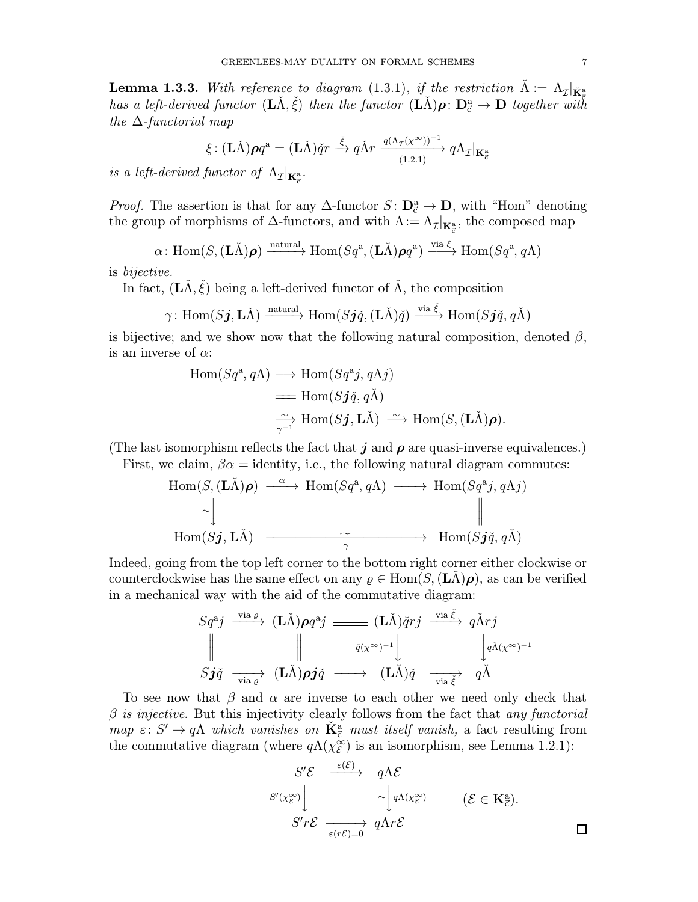**Lemma 1.3.3.** *With reference to diagram* (1.3.1)*, if the restriction* $\check{\Lambda} := \Lambda_{\mathcal{I}}|_{\check{\mathbf{K}}^{\mathrm{a}}_{\vec{c}}}$ *has a left-derived functor* $(\mathbf{L}\check{\Lambda}, \check{\xi})$ *then the functor* $(\mathbf{L}\check{\Lambda})\boldsymbol{\rho}\colon \mathbf{D}^{\mathrm{a}}_{\vec{c}} \to \mathbf{D}$ *together with the* $\Delta$*-functorial map*

$$\xi\colon (\mathbf{L}\check{\Lambda})\boldsymbol{\rho}q^{\mathrm{a}} = (\mathbf{L}\check{\Lambda})\check{q}r \xrightarrow{\ \check{\xi}\ } q\check{\Lambda}r \xrightarrow[(1.2.1)]{q(\Lambda_{\mathcal{I}}(\chi^{\infty}))^{-1}} q\Lambda_{\mathcal{I}}|_{\mathbf{K}^{\mathrm{a}}_{\vec{c}}}$$

*is a left-derived functor of* $\Lambda_{\mathcal{I}}|_{\mathbf{K}^{\mathrm{a}}_{\vec{c}}}$.

*Proof.* The assertion is that for any $\Delta$-functor $S\colon \mathbf{D}^{\mathrm{a}}_{\vec{c}} \to \mathbf{D}$, with "Hom" denoting the group of morphisms of $\Delta$-functors, and with $\Lambda := \Lambda_{\mathcal{I}}|_{\mathbf{K}^{\mathrm{a}}_{\vec{c}}}$, the composed map

$$\alpha\colon \mathrm{Hom}(S, (\mathbf{L}\check{\Lambda})\boldsymbol{\rho}) \xrightarrow{\text{natural}} \mathrm{Hom}(Sq^{\mathrm{a}}, (\mathbf{L}\check{\Lambda})\boldsymbol{\rho}q^{\mathrm{a}}) \xrightarrow{\text{via } \xi} \mathrm{Hom}(Sq^{\mathrm{a}}, q\Lambda)$$

is *bijective.*

In fact, $(\mathbf{L}\check{\Lambda}, \check{\xi})$ being a left-derived functor of $\check{\Lambda}$, the composition

$$\gamma\colon \mathrm{Hom}(S\boldsymbol{j}, \mathbf{L}\check{\Lambda}) \xrightarrow{\text{natural}} \mathrm{Hom}(S\boldsymbol{j}\check{q}, (\mathbf{L}\check{\Lambda})\check{q}) \xrightarrow{\text{via } \check{\xi}} \mathrm{Hom}(S\boldsymbol{j}\check{q}, q\check{\Lambda})$$

is bijective; and we show now that the following natural composition, denoted $\beta$, is an inverse of $\alpha$:

$$\begin{aligned}\mathrm{Hom}(Sq^{\mathrm{a}}, q\Lambda) &\longrightarrow \mathrm{Hom}(Sq^{\mathrm{a}}j, q\Lambda j)\\ &=\!=\!= \mathrm{Hom}(S\boldsymbol{j}\check{q}, q\check{\Lambda})\\ &\xrightarrow[\gamma^{-1}]{\ \sim\ } \mathrm{Hom}(S\boldsymbol{j}, \mathbf{L}\check{\Lambda}) \xrightarrow{\ \sim\ } \mathrm{Hom}(S, (\mathbf{L}\check{\Lambda})\boldsymbol{\rho}).\end{aligned}$$

(The last isomorphism reflects the fact that $\boldsymbol{j}$ and $\boldsymbol{\rho}$ are quasi-inverse equivalences.)

First, we claim, $\beta\alpha = $ identity, i.e., the following natural diagram commutes:

$$\begin{array}{ccccc}\mathrm{Hom}(S, (\mathbf{L}\check{\Lambda})\boldsymbol{\rho}) & \xrightarrow{\ \alpha\ } & \mathrm{Hom}(Sq^{\mathrm{a}}, q\Lambda) & \longrightarrow & \mathrm{Hom}(Sq^{\mathrm{a}}j, q\Lambda j)\\ \simeq\big\downarrow & & & & \big\|\\ \mathrm{Hom}(S\boldsymbol{j}, \mathbf{L}\check{\Lambda}) & & \xrightarrow[\gamma]{\ \sim\ } & & \mathrm{Hom}(S\boldsymbol{j}\check{q}, q\check{\Lambda})\end{array}$$

Indeed, going from the top left corner to the bottom right corner either clockwise or counterclockwise has the same effect on any $\varrho \in \mathrm{Hom}(S, (\mathbf{L}\check{\Lambda})\boldsymbol{\rho})$, as can be verified in a mechanical way with the aid of the commutative diagram:

$$\begin{array}{ccccccc}Sq^{\mathrm{a}}j & \xrightarrow{\text{via } \varrho} & (\mathbf{L}\check{\Lambda})\boldsymbol{\rho}q^{\mathrm{a}}j & =\!=\!= & (\mathbf{L}\check{\Lambda})\check{q}rj & \xrightarrow{\text{via } \check{\xi}} & q\check{\Lambda}rj\\ \big\| & & \big\| & & \big\downarrow{\scriptstyle \check{q}(\chi^{\infty})^{-1}} & & \big\downarrow{\scriptstyle q\check{\Lambda}(\chi^{\infty})^{-1}}\\ S\boldsymbol{j}\check{q} & \xrightarrow[\text{via } \varrho]{} & (\mathbf{L}\check{\Lambda})\boldsymbol{\rho}\boldsymbol{j}\check{q} & \longrightarrow & (\mathbf{L}\check{\Lambda})\check{q} & \xrightarrow[\text{via } \check{\xi}]{} & q\check{\Lambda}\end{array}$$

To see now that $\beta$ and $\alpha$ are inverse to each other we need only check that $\beta$ *is injective.* But this injectivity clearly follows from the fact that *any functorial map* $\varepsilon\colon S' \to q\Lambda$ *which vanishes on* $\check{\mathbf{K}}^{\mathrm{a}}_{\vec{c}}$ *must itself vanish,* a fact resulting from the commutative diagram (where $q\Lambda(\chi^{\infty}_{\mathcal{E}})$ is an isomorphism, see Lemma 1.2.1):

$$\begin{array}{ccc}S'\mathcal{E} & \xrightarrow{\ \varepsilon(\mathcal{E})\ } & q\Lambda\mathcal{E}\\ {\scriptstyle S'(\chi^{\infty}_{\mathcal{E}})}\big\downarrow & & \simeq\big\downarrow{\scriptstyle q\Lambda(\chi^{\infty}_{\mathcal{E}})}\\ S'r\mathcal{E} & \xrightarrow[\varepsilon(r\mathcal{E})=0]{} & q\Lambda r\mathcal{E}\end{array} \qquad (\mathcal{E} \in \mathbf{K}^{\mathrm{a}}_{\vec{c}}).$$

$\square$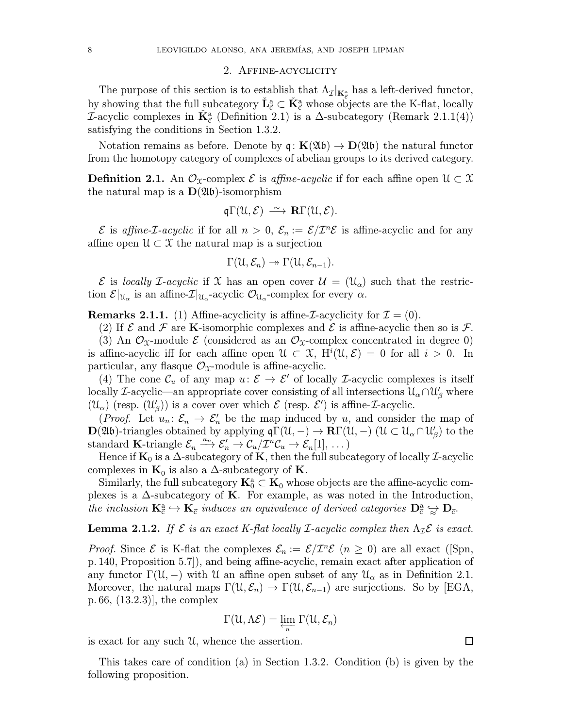## 2. Affine-acyclicity

The purpose of this section is to establish that $\Lambda_{\mathcal{I}}|_{\mathbf{K}^{\mathrm{a}}_{\vec{c}}}$ has a left-derived functor, by showing that the full subcategory $\check{\mathbf{L}}^{\mathrm{a}}_{\vec{c}} \subset \check{\mathbf{K}}^{\mathrm{a}}_{\vec{c}}$ whose objects are the K-flat, locally $\mathcal{I}$-acyclic complexes in $\check{\mathbf{K}}^{\mathrm{a}}_{\vec{c}}$ (Definition 2.1) is a $\Delta$-subcategory (Remark 2.1.1(4)) satisfying the conditions in Section 1.3.2.

Notation remains as before. Denote by $\mathfrak{q}\colon \mathbf{K}(\mathfrak{Ab}) \to \mathbf{D}(\mathfrak{Ab})$ the natural functor from the homotopy category of complexes of abelian groups to its derived category.

**Definition 2.1.** An $\mathcal{O}_{\mathcal{X}}$-complex $\mathcal{E}$ is *affine-acyclic* if for each affine open $\mathcal{U} \subset \mathcal{X}$ the natural map is a $\mathbf{D}(\mathfrak{Ab})$-isomorphism

$$\mathfrak{q}\Gamma(\mathcal{U}, \mathcal{E}) \xrightarrow{\ \sim\ } \mathbf{R}\Gamma(\mathcal{U}, \mathcal{E}).$$

$\mathcal{E}$ is *affine-$\mathcal{I}$-acyclic* if for all $n > 0$, $\mathcal{E}_n := \mathcal{E}/\mathcal{I}^n\mathcal{E}$ is affine-acyclic and for any affine open $\mathcal{U} \subset \mathcal{X}$ the natural map is a surjection

$$\Gamma(\mathcal{U}, \mathcal{E}_n) \twoheadrightarrow \Gamma(\mathcal{U}, \mathcal{E}_{n-1}).$$

$\mathcal{E}$ is *locally $\mathcal{I}$-acyclic* if $\mathcal{X}$ has an open cover $\mathcal{U} = (\mathcal{U}_\alpha)$ such that the restriction $\mathcal{E}|_{\mathcal{U}_\alpha}$ is an affine-$\mathcal{I}|_{\mathcal{U}_\alpha}$-acyclic $\mathcal{O}_{\mathcal{U}_\alpha}$-complex for every $\alpha$.

**Remarks 2.1.1.** (1) Affine-acyclicity is affine-$\mathcal{I}$-acyclicity for $\mathcal{I} = (0)$.

(2) If $\mathcal{E}$ and $\mathcal{F}$ are $\mathbf{K}$-isomorphic complexes and $\mathcal{E}$ is affine-acyclic then so is $\mathcal{F}$.

(3) An $\mathcal{O}_{\mathcal{X}}$-module $\mathcal{E}$ (considered as an $\mathcal{O}_{\mathcal{X}}$-complex concentrated in degree 0) is affine-acyclic iff for each affine open $\mathcal{U} \subset \mathcal{X}$, $\mathrm{H}^i(\mathcal{U}, \mathcal{E}) = 0$ for all $i > 0$. In particular, any flasque $\mathcal{O}_{\mathcal{X}}$-module is affine-acyclic.

(4) The cone $\mathcal{C}_u$ of any map $u\colon \mathcal{E} \to \mathcal{E}'$ of locally $\mathcal{I}$-acyclic complexes is itself locally $\mathcal{I}$-acyclic—an appropriate cover consisting of all intersections $\mathcal{U}_\alpha \cap \mathcal{U}'_\beta$ where $(\mathcal{U}_\alpha)$ (resp. $(\mathcal{U}'_\beta)$) is a cover over which $\mathcal{E}$ (resp. $\mathcal{E}'$) is affine-$\mathcal{I}$-acyclic.

(*Proof.* Let $u_n\colon \mathcal{E}_n \to \mathcal{E}'_n$ be the map induced by $u$, and consider the map of $\mathbf{D}(\mathfrak{Ab})$-triangles obtained by applying $\mathfrak{q}\Gamma(\mathcal{U}, -) \to \mathbf{R}\Gamma(\mathcal{U}, -)$ ($\mathcal{U} \subset \mathcal{U}_\alpha \cap \mathcal{U}'_\beta$) to the standard $\mathbf{K}$-triangle $\mathcal{E}_n \xrightarrow{u_n} \mathcal{E}'_n \to \mathcal{C}_u/\mathcal{I}^n\mathcal{C}_u \to \mathcal{E}_n[1], \dots$)

Hence if $\mathbf{K}_0$ is a $\Delta$-subcategory of $\mathbf{K}$, then the full subcategory of locally $\mathcal{I}$-acyclic complexes in $\mathbf{K}_0$ is also a $\Delta$-subcategory of $\mathbf{K}$.

Similarly, the full subcategory $\mathbf{K}^{\mathrm{a}}_0 \subset \mathbf{K}_0$ whose objects are the affine-acyclic complexes is a $\Delta$-subcategory of $\mathbf{K}$. For example, as was noted in the Introduction, *the inclusion $\mathbf{K}^{\mathrm{a}}_{\vec{c}} \hookrightarrow \mathbf{K}_{\vec{c}}$ induces an equivalence of derived categories $\mathbf{D}^{\mathrm{a}}_{\vec{c}} \xrightarrow[\approx]{} \mathbf{D}_{\vec{c}}$.*

**Lemma 2.1.2.** *If $\mathcal{E}$ is an exact K-flat locally $\mathcal{I}$-acyclic complex then $\Lambda_{\mathcal{I}}\mathcal{E}$ is exact.*

*Proof.* Since $\mathcal{E}$ is K-flat the complexes $\mathcal{E}_n := \mathcal{E}/\mathcal{I}^n\mathcal{E}$ ($n \geq 0$) are all exact ([Spn, p. 140, Proposition 5.7]), and being affine-acyclic, remain exact after application of any functor $\Gamma(\mathcal{U}, -)$ with $\mathcal{U}$ an affine open subset of any $\mathcal{U}_\alpha$ as in Definition 2.1. Moreover, the natural maps $\Gamma(\mathcal{U}, \mathcal{E}_n) \to \Gamma(\mathcal{U}, \mathcal{E}_{n-1})$ are surjections. So by [EGA, p. 66, (13.2.3)], the complex

$$\Gamma(\mathcal{U}, \Lambda\mathcal{E}) = \varprojlim_n \Gamma(\mathcal{U}, \mathcal{E}_n)$$

is exact for any such $\mathcal{U}$, whence the assertion. $\square$

This takes care of condition (a) in Section 1.3.2. Condition (b) is given by the following proposition.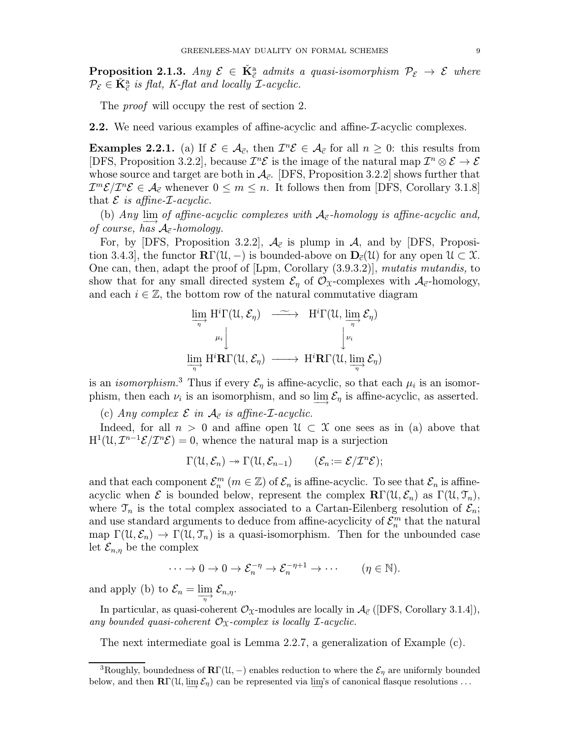**Proposition 2.1.3.** *Any $\mathcal{E} \in \check{\mathbf{K}}^{\mathrm{a}}_{\vec{\mathrm{c}}}$ admits a quasi-isomorphism $\mathcal{P}_{\mathcal{E}} \to \mathcal{E}$ where $\mathcal{P}_{\mathcal{E}} \in \check{\mathbf{K}}^{\mathrm{a}}_{\vec{\mathrm{c}}}$ is flat, K-flat and locally $\mathcal{I}$-acyclic.*

The *proof* will occupy the rest of section 2.

**2.2.** We need various examples of affine-acyclic and affine-$\mathcal{I}$-acyclic complexes.

**Examples 2.2.1.** (a) If $\mathcal{E} \in \mathcal{A}_{\vec{c}}$, then $\mathcal{I}^n\mathcal{E} \in \mathcal{A}_{\vec{c}}$ for all $n \geq 0$: this results from [DFS, Proposition 3.2.2], because $\mathcal{I}^n\mathcal{E}$ is the image of the natural map $\mathcal{I}^n \otimes \mathcal{E} \to \mathcal{E}$ whose source and target are both in $\mathcal{A}_{\vec{c}}$. [DFS, Proposition 3.2.2] shows further that $\mathcal{I}^m\mathcal{E}/\mathcal{I}^n\mathcal{E} \in \mathcal{A}_{\vec{c}}$ whenever $0 \leq m \leq n$. It follows then from [DFS, Corollary 3.1.8] that *$\mathcal{E}$ is affine-$\mathcal{I}$-acyclic.*

(b) *Any $\varinjlim$ of affine-acyclic complexes with $\mathcal{A}_{\vec{c}}$-homology is affine-acyclic and, of course, has $\mathcal{A}_{\vec{c}}$-homology.*

For, by [DFS, Proposition 3.2.2], $\mathcal{A}_{\vec{c}}$ is plump in $\mathcal{A}$, and by [DFS, Proposition 3.4.3], the functor $\mathbf{R}\Gamma(\mathcal{U}, -)$ is bounded-above on $\mathbf{D}_{\vec{c}}(\mathcal{U})$ for any open $\mathcal{U} \subset \mathcal{X}$. One can, then, adapt the proof of [Lpm, Corollary (3.9.3.2)], *mutatis mutandis,* to show that for any small directed system $\mathcal{E}_\eta$ of $\mathcal{O}_{\mathcal{X}}$-complexes with $\mathcal{A}_{\vec{c}}$-homology, and each $i \in \mathbb{Z}$, the bottom row of the natural commutative diagram

$$
\begin{array}{ccc}
\varinjlim_{\eta} \mathrm{H}^i\Gamma(\mathcal{U}, \mathcal{E}_\eta) & \xrightarrow{\;\sim\;} & \mathrm{H}^i\Gamma(\mathcal{U}, \varinjlim_{\eta} \mathcal{E}_\eta) \\
{\scriptstyle\mu_i}\big\downarrow & & \big\downarrow{\scriptstyle\nu_i} \\
\varinjlim_{\eta} \mathrm{H}^i\mathbf{R}\Gamma(\mathcal{U}, \mathcal{E}_\eta) & \longrightarrow & \mathrm{H}^i\mathbf{R}\Gamma(\mathcal{U}, \varinjlim_{\eta} \mathcal{E}_\eta)
\end{array}
$$

is an *isomorphism.*[3] Thus if every $\mathcal{E}_\eta$ is affine-acyclic, so that each $\mu_i$ is an isomorphism, then each $\nu_i$ is an isomorphism, and so $\varinjlim \mathcal{E}_\eta$ is affine-acyclic, as asserted.

(c) *Any complex $\mathcal{E}$ in $\mathcal{A}_{\vec{c}}$ is affine-$\mathcal{I}$-acyclic.*

Indeed, for all $n > 0$ and affine open $\mathcal{U} \subset \mathcal{X}$ one sees as in (a) above that $\mathrm{H}^1(\mathcal{U}, \mathcal{I}^{n-1}\mathcal{E}/\mathcal{I}^n\mathcal{E}) = 0$, whence the natural map is a surjection

$$\Gamma(\mathcal{U}, \mathcal{E}_n) \twoheadrightarrow \Gamma(\mathcal{U}, \mathcal{E}_{n-1}) \qquad (\mathcal{E}_n := \mathcal{E}/\mathcal{I}^n\mathcal{E});$$

and that each component $\mathcal{E}_n^m$ ($m \in \mathbb{Z}$) of $\mathcal{E}_n$ is affine-acyclic. To see that $\mathcal{E}_n$ is affine-acyclic when $\mathcal{E}$ is bounded below, represent the complex $\mathbf{R}\Gamma(\mathcal{U}, \mathcal{E}_n)$ as $\Gamma(\mathcal{U}, \mathcal{T}_n)$, where $\mathcal{T}_n$ is the total complex associated to a Cartan-Eilenberg resolution of $\mathcal{E}_n$; and use standard arguments to deduce from affine-acyclicity of $\mathcal{E}_n^m$ that the natural map $\Gamma(\mathcal{U}, \mathcal{E}_n) \to \Gamma(\mathcal{U}, \mathcal{T}_n)$ is a quasi-isomorphism. Then for the unbounded case let $\mathcal{E}_{n,\eta}$ be the complex

$$\cdots \to 0 \to 0 \to \mathcal{E}_n^{-\eta} \to \mathcal{E}_n^{-\eta+1} \to \cdots \qquad (\eta \in \mathbb{N}).$$

and apply (b) to $\mathcal{E}_n = \varinjlim_{\eta} \mathcal{E}_{n,\eta}$.

In particular, as quasi-coherent $\mathcal{O}_{\mathcal{X}}$-modules are locally in $\mathcal{A}_{\vec{c}}$ ([DFS, Corollary 3.1.4]), *any bounded quasi-coherent $\mathcal{O}_{\mathcal{X}}$-complex is locally $\mathcal{I}$-acyclic.*

The next intermediate goal is Lemma 2.2.7, a generalization of Example (c).

[3] Roughly, boundedness of $\mathbf{R}\Gamma(\mathcal{U}, -)$ enables reduction to where the $\mathcal{E}_\eta$ are uniformly bounded below, and then $\mathbf{R}\Gamma(\mathcal{U}, \varinjlim \mathcal{E}_\eta)$ can be represented via $\varinjlim$'s of canonical flasque resolutions ...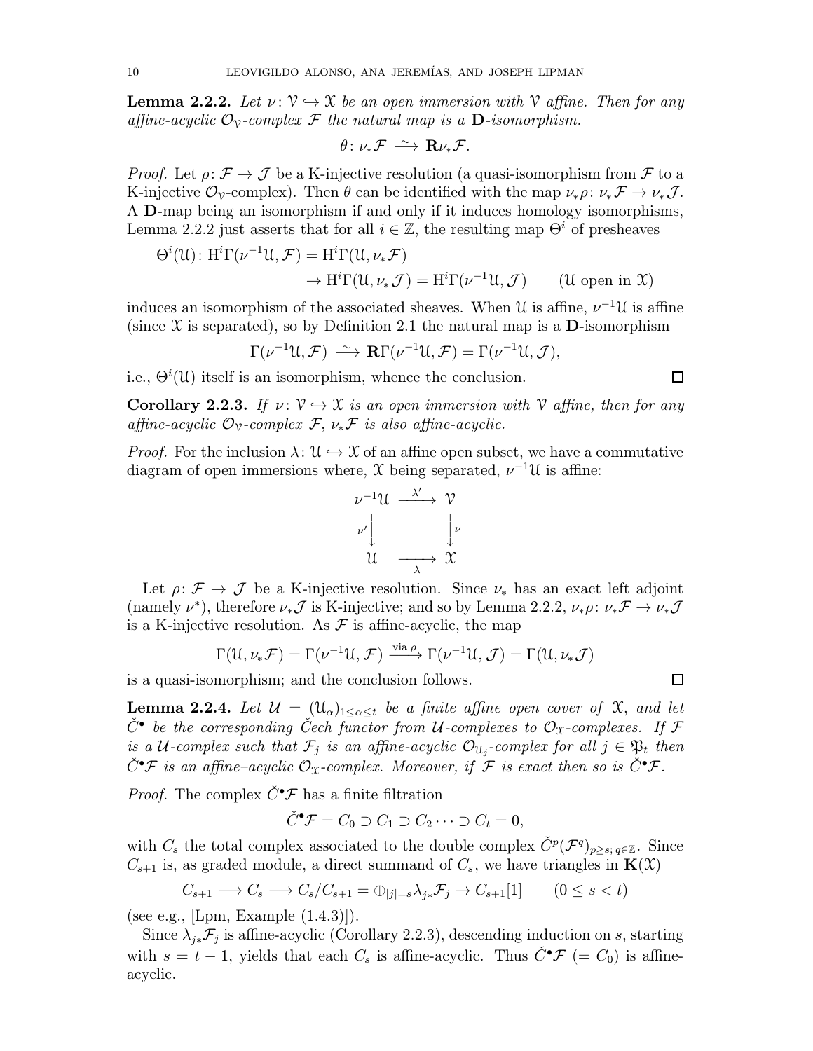**Lemma 2.2.2.** *Let $\nu\colon \mathcal{V} \hookrightarrow \mathcal{X}$ be an open immersion with $\mathcal{V}$ affine. Then for any affine-acyclic $\mathcal{O}_{\mathcal{V}}$-complex $\mathcal{F}$ the natural map is a* $\mathbf{D}$*-isomorphism.*

$$\theta\colon \nu_*\mathcal{F} \xrightarrow{\ \sim\ } \mathbf{R}\nu_*\mathcal{F}.$$

*Proof.* Let $\rho\colon \mathcal{F} \to \mathcal{J}$ be a K-injective resolution (a quasi-isomorphism from $\mathcal{F}$ to a K-injective $\mathcal{O}_{\mathcal{V}}$-complex). Then $\theta$ can be identified with the map $\nu_*\rho\colon \nu_*\mathcal{F} \to \nu_*\mathcal{J}$. A $\mathbf{D}$-map being an isomorphism if and only if it induces homology isomorphisms, Lemma 2.2.2 just asserts that for all $i \in \mathbb{Z}$, the resulting map $\Theta^i$ of presheaves

$$\begin{aligned}\Theta^i(\mathcal{U})\colon \mathrm{H}^i\Gamma(\nu^{-1}\mathcal{U},\mathcal{F}) &= \mathrm{H}^i\Gamma(\mathcal{U},\nu_*\mathcal{F})\\ &\to \mathrm{H}^i\Gamma(\mathcal{U},\nu_*\mathcal{J}) = \mathrm{H}^i\Gamma(\nu^{-1}\mathcal{U},\mathcal{J}) \qquad (\mathcal{U} \text{ open in } \mathcal{X})\end{aligned}$$

induces an isomorphism of the associated sheaves. When $\mathcal{U}$ is affine, $\nu^{-1}\mathcal{U}$ is affine (since $\mathcal{X}$ is separated), so by Definition 2.1 the natural map is a $\mathbf{D}$-isomorphism

$$\Gamma(\nu^{-1}\mathcal{U},\mathcal{F}) \xrightarrow{\ \sim\ } \mathbf{R}\Gamma(\nu^{-1}\mathcal{U},\mathcal{F}) = \Gamma(\nu^{-1}\mathcal{U},\mathcal{J}),$$

i.e., $\Theta^i(\mathcal{U})$ itself is an isomorphism, whence the conclusion. $\square$

**Corollary 2.2.3.** *If $\nu\colon \mathcal{V} \hookrightarrow \mathcal{X}$ is an open immersion with $\mathcal{V}$ affine, then for any affine-acyclic $\mathcal{O}_{\mathcal{V}}$-complex $\mathcal{F}$, $\nu_*\mathcal{F}$ is also affine-acyclic.*

*Proof.* For the inclusion $\lambda\colon \mathcal{U} \hookrightarrow \mathcal{X}$ of an affine open subset, we have a commutative diagram of open immersions where, $\mathcal{X}$ being separated, $\nu^{-1}\mathcal{U}$ is affine:

$$\begin{array}{ccc} \nu^{-1}\mathcal{U} & \xrightarrow{\ \lambda'\ } & \mathcal{V} \\ {\scriptstyle \nu'}\downarrow & & \downarrow{\scriptstyle \nu} \\ \mathcal{U} & \xrightarrow[\ \lambda\ ]{} & \mathcal{X} \end{array}$$

Let $\rho\colon \mathcal{F} \to \mathcal{J}$ be a K-injective resolution. Since $\nu_*$ has an exact left adjoint (namely $\nu^*$), therefore $\nu_*\mathcal{J}$ is K-injective; and so by Lemma 2.2.2, $\nu_*\rho\colon \nu_*\mathcal{F} \to \nu_*\mathcal{J}$ is a K-injective resolution. As $\mathcal{F}$ is affine-acyclic, the map

$$\Gamma(\mathcal{U},\nu_*\mathcal{F}) = \Gamma(\nu^{-1}\mathcal{U},\mathcal{F}) \xrightarrow{\text{via } \rho} \Gamma(\nu^{-1}\mathcal{U},\mathcal{J}) = \Gamma(\mathcal{U},\nu_*\mathcal{J})$$

is a quasi-isomorphism; and the conclusion follows. $\square$

**Lemma 2.2.4.** *Let $\mathcal{U} = (\mathcal{U}_\alpha)_{1\le\alpha\le t}$ be a finite affine open cover of $\mathcal{X}$, and let $\check{C}^\bullet$ be the corresponding Čech functor from $\mathcal{U}$-complexes to $\mathcal{O}_{\mathcal{X}}$-complexes. If $\mathcal{F}$ is a $\mathcal{U}$-complex such that $\mathcal{F}_j$ is an affine-acyclic $\mathcal{O}_{\mathcal{U}_j}$-complex for all $j \in \mathfrak{P}_t$ then $\check{C}^\bullet\mathcal{F}$ is an affine–acyclic $\mathcal{O}_{\mathcal{X}}$-complex. Moreover, if $\mathcal{F}$ is exact then so is $\check{C}^\bullet\mathcal{F}$.*

*Proof.* The complex $\check{C}^\bullet\mathcal{F}$ has a finite filtration

$$\check{C}^\bullet\mathcal{F} = C_0 \supset C_1 \supset C_2 \cdots \supset C_t = 0,$$

with $C_s$ the total complex associated to the double complex $\check{C}^p(\mathcal{F}^q)_{p\ge s;\, q\in\mathbb{Z}}$. Since $C_{s+1}$ is, as graded module, a direct summand of $C_s$, we have triangles in $\mathbf{K}(\mathcal{X})$

$$C_{s+1} \longrightarrow C_s \longrightarrow C_s/C_{s+1} = \oplus_{|j|=s}\lambda_{j*}\mathcal{F}_j \to C_{s+1}[1] \qquad (0 \le s < t)$$

(see e.g., [Lpm, Example (1.4.3)]).

Since $\lambda_{j*}\mathcal{F}_j$ is affine-acyclic (Corollary 2.2.3), descending induction on $s$, starting with $s = t-1$, yields that each $C_s$ is affine-acyclic. Thus $\check{C}^\bullet\mathcal{F}$ $(= C_0)$ is affine-acyclic.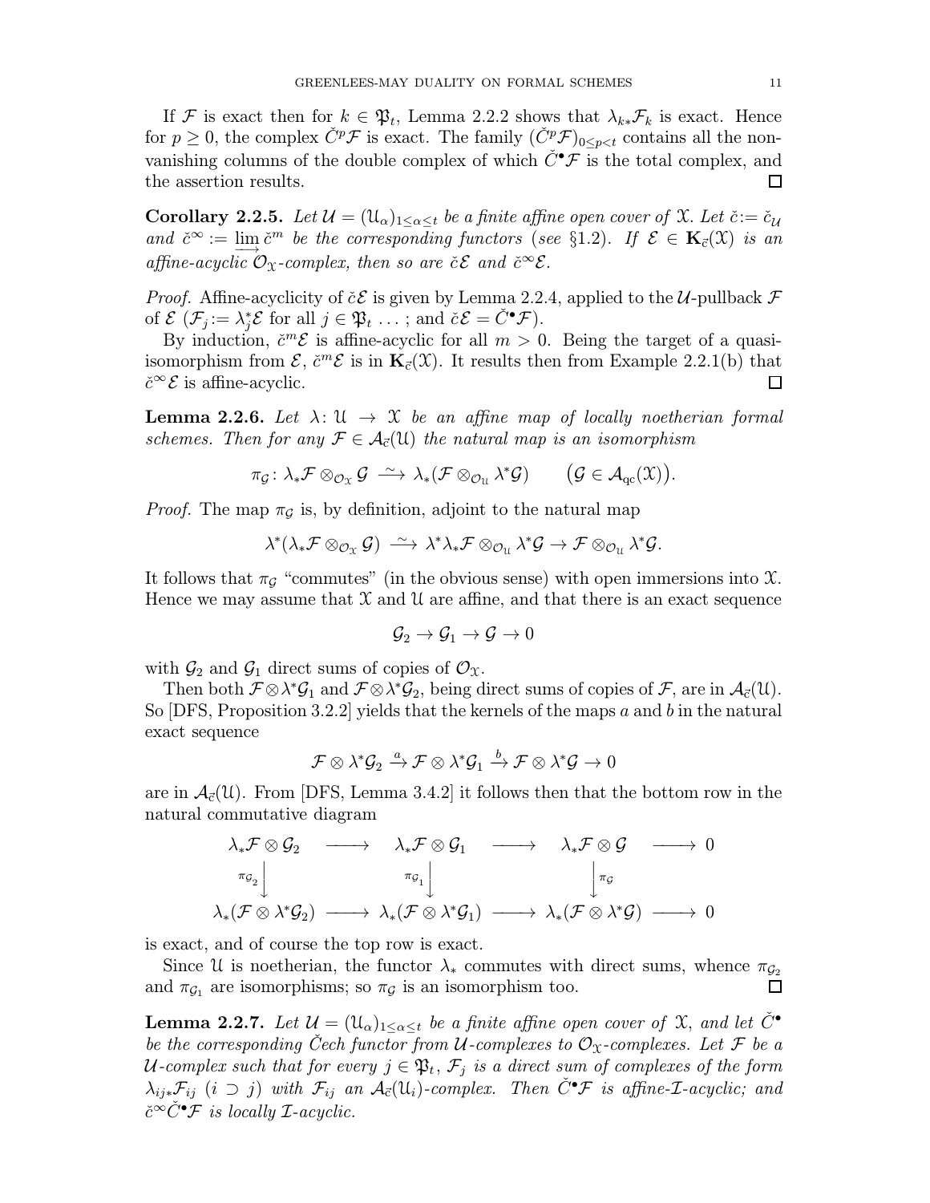If $\mathcal{F}$ is exact then for $k \in \mathfrak{P}_t$, Lemma 2.2.2 shows that $\lambda_{k*}\mathcal{F}_k$ is exact. Hence for $p \geq 0$, the complex $\check{C}^p\mathcal{F}$ is exact. The family $(\check{C}^p\mathcal{F})_{0\leq p<t}$ contains all the non-vanishing columns of the double complex of which $\check{C}^\bullet\mathcal{F}$ is the total complex, and the assertion results. □

**Corollary 2.2.5.** *Let $\mathcal{U} = (\mathfrak{U}_\alpha)_{1\leq\alpha\leq t}$ be a finite affine open cover of $\mathfrak{X}$. Let $\check{c} := \check{c}_{\mathcal{U}}$ and $\check{c}^\infty := \varinjlim \check{c}^m$ be the corresponding functors (see §1.2). If $\mathcal{E} \in \mathbf{K}_{\vec{c}}(\mathfrak{X})$ is an affine-acyclic $\mathcal{O}_\mathfrak{X}$-complex, then so are $\check{c}\mathcal{E}$ and $\check{c}^\infty\mathcal{E}$.*

*Proof.* Affine-acyclicity of $\check{c}\mathcal{E}$ is given by Lemma 2.2.4, applied to the $\mathcal{U}$-pullback $\mathcal{F}$ of $\mathcal{E}$ ($\mathcal{F}_j := \lambda_j^*\mathcal{E}$ for all $j \in \mathfrak{P}_t$ ... ; and $\check{c}\mathcal{E} = \check{C}^\bullet\mathcal{F}$).

By induction, $\check{c}^m\mathcal{E}$ is affine-acyclic for all $m > 0$. Being the target of a quasi-isomorphism from $\mathcal{E}$, $\check{c}^m\mathcal{E}$ is in $\mathbf{K}_{\vec{c}}(\mathfrak{X})$. It results then from Example 2.2.1(b) that $\check{c}^\infty\mathcal{E}$ is affine-acyclic. □

**Lemma 2.2.6.** *Let $\lambda \colon \mathfrak{U} \to \mathfrak{X}$ be an affine map of locally noetherian formal schemes. Then for any $\mathcal{F} \in \mathcal{A}_{\vec{c}}(\mathfrak{U})$ the natural map is an isomorphism*

$$\pi_\mathcal{G} \colon \lambda_*\mathcal{F} \otimes_{\mathcal{O}_\mathfrak{X}} \mathcal{G} \xrightarrow{\sim} \lambda_*(\mathcal{F} \otimes_{\mathcal{O}_\mathfrak{U}} \lambda^*\mathcal{G}) \qquad \big(\mathcal{G} \in \mathcal{A}_{\mathrm{qc}}(\mathfrak{X})\big).$$

*Proof.* The map $\pi_\mathcal{G}$ is, by definition, adjoint to the natural map

$$\lambda^*(\lambda_*\mathcal{F} \otimes_{\mathcal{O}_\mathfrak{X}} \mathcal{G}) \xrightarrow{\sim} \lambda^*\lambda_*\mathcal{F} \otimes_{\mathcal{O}_\mathfrak{U}} \lambda^*\mathcal{G} \to \mathcal{F} \otimes_{\mathcal{O}_\mathfrak{U}} \lambda^*\mathcal{G}.$$

It follows that $\pi_\mathcal{G}$ "commutes" (in the obvious sense) with open immersions into $\mathfrak{X}$. Hence we may assume that $\mathfrak{X}$ and $\mathfrak{U}$ are affine, and that there is an exact sequence

$$\mathcal{G}_2 \to \mathcal{G}_1 \to \mathcal{G} \to 0$$

with $\mathcal{G}_2$ and $\mathcal{G}_1$ direct sums of copies of $\mathcal{O}_\mathfrak{X}$.

Then both $\mathcal{F}\otimes\lambda^*\mathcal{G}_1$ and $\mathcal{F}\otimes\lambda^*\mathcal{G}_2$, being direct sums of copies of $\mathcal{F}$, are in $\mathcal{A}_{\vec{c}}(\mathfrak{U})$. So [DFS, Proposition 3.2.2] yields that the kernels of the maps $a$ and $b$ in the natural exact sequence

$$\mathcal{F} \otimes \lambda^*\mathcal{G}_2 \xrightarrow{a} \mathcal{F} \otimes \lambda^*\mathcal{G}_1 \xrightarrow{b} \mathcal{F} \otimes \lambda^*\mathcal{G} \to 0$$

are in $\mathcal{A}_{\vec{c}}(\mathfrak{U})$. From [DFS, Lemma 3.4.2] it follows then that the bottom row in the natural commutative diagram

$$\begin{array}{ccccccc}
\lambda_*\mathcal{F}\otimes\mathcal{G}_2 & \longrightarrow & \lambda_*\mathcal{F}\otimes\mathcal{G}_1 & \longrightarrow & \lambda_*\mathcal{F}\otimes\mathcal{G} & \longrightarrow & 0\\
\Big\downarrow{\scriptstyle\pi_{\mathcal{G}_2}} & & \Big\downarrow{\scriptstyle\pi_{\mathcal{G}_1}} & & \Big\downarrow{\scriptstyle\pi_{\mathcal{G}}} & & \\
\lambda_*(\mathcal{F}\otimes\lambda^*\mathcal{G}_2) & \longrightarrow & \lambda_*(\mathcal{F}\otimes\lambda^*\mathcal{G}_1) & \longrightarrow & \lambda_*(\mathcal{F}\otimes\lambda^*\mathcal{G}) & \longrightarrow & 0
\end{array}$$

is exact, and of course the top row is exact.

Since $\mathfrak{U}$ is noetherian, the functor $\lambda_*$ commutes with direct sums, whence $\pi_{\mathcal{G}_2}$ and $\pi_{\mathcal{G}_1}$ are isomorphisms; so $\pi_\mathcal{G}$ is an isomorphism too. □

**Lemma 2.2.7.** *Let $\mathcal{U} = (\mathfrak{U}_\alpha)_{1\leq\alpha\leq t}$ be a finite affine open cover of $\mathfrak{X}$, and let $\check{C}^\bullet$ be the corresponding Čech functor from $\mathcal{U}$-complexes to $\mathcal{O}_\mathfrak{X}$-complexes. Let $\mathcal{F}$ be a $\mathcal{U}$-complex such that for every $j \in \mathfrak{P}_t$, $\mathcal{F}_j$ is a direct sum of complexes of the form $\lambda_{ij*}\mathcal{F}_{ij}$ ($i \supset j$) with $\mathcal{F}_{ij}$ an $\mathcal{A}_{\vec{c}}(\mathfrak{U}_i)$-complex. Then $\check{C}^\bullet\mathcal{F}$ is affine-$\mathcal{I}$-acyclic; and $\check{c}^\infty\check{C}^\bullet\mathcal{F}$ is locally $\mathcal{I}$-acyclic.*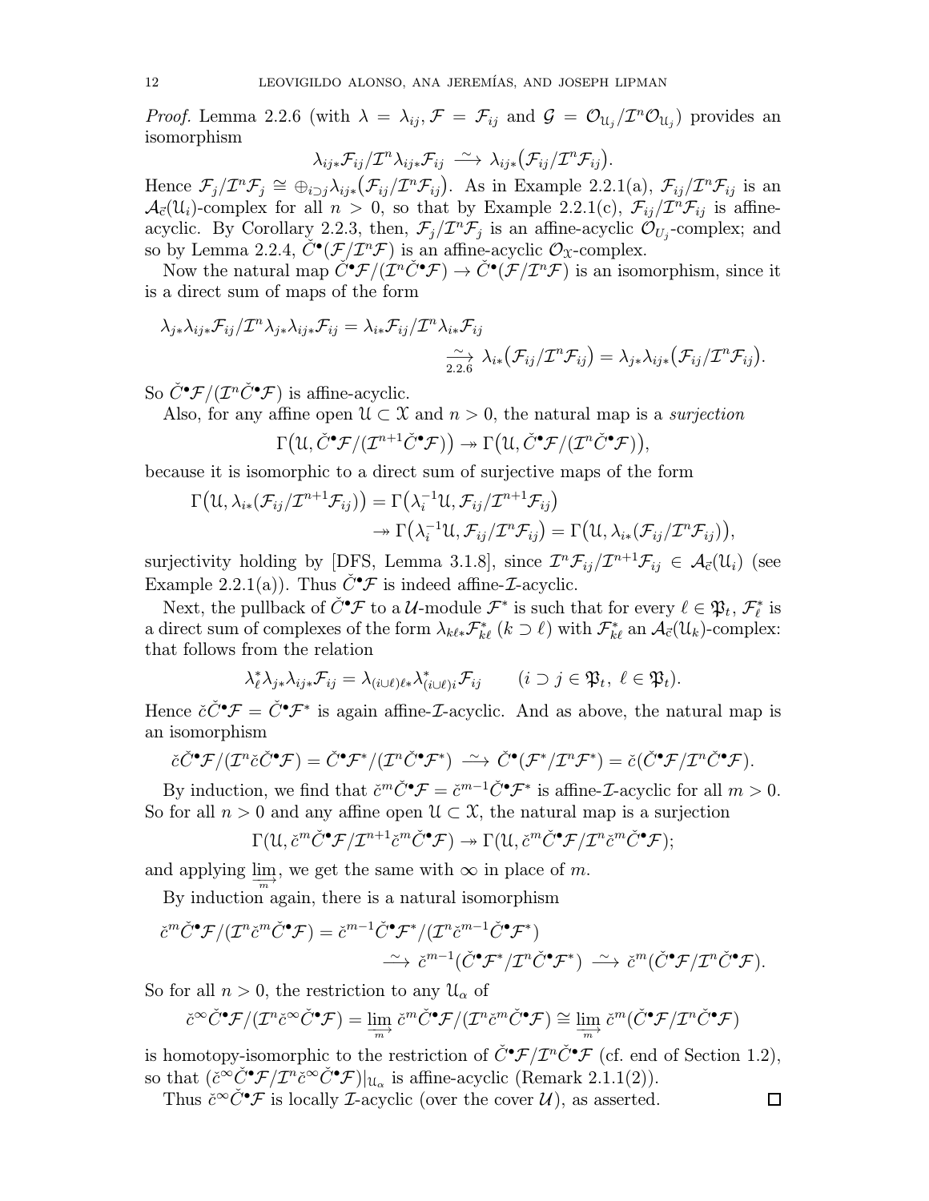*Proof.* Lemma 2.2.6 (with $\lambda = \lambda_{ij}, \mathcal{F} = \mathcal{F}_{ij}$ and $\mathcal{G} = \mathcal{O}_{\mathfrak{U}_j}/\mathcal{I}^n\mathcal{O}_{\mathfrak{U}_j}$) provides an isomorphism

$$\lambda_{ij*}\mathcal{F}_{ij}/\mathcal{I}^n\lambda_{ij*}\mathcal{F}_{ij} \xrightarrow{\sim} \lambda_{ij*}\big(\mathcal{F}_{ij}/\mathcal{I}^n\mathcal{F}_{ij}\big).$$

Hence $\mathcal{F}_j/\mathcal{I}^n\mathcal{F}_j \cong \oplus_{i\supset j}\lambda_{ij*}\big(\mathcal{F}_{ij}/\mathcal{I}^n\mathcal{F}_{ij}\big)$. As in Example 2.2.1(a), $\mathcal{F}_{ij}/\mathcal{I}^n\mathcal{F}_{ij}$ is an $\mathcal{A}_{\vec{c}}(\mathfrak{U}_i)$-complex for all $n > 0$, so that by Example 2.2.1(c), $\mathcal{F}_{ij}/\mathcal{I}^n\mathcal{F}_{ij}$ is affine-acyclic. By Corollary 2.2.3, then, $\mathcal{F}_j/\mathcal{I}^n\mathcal{F}_j$ is an affine-acyclic $\mathcal{O}_{U_j}$-complex; and so by Lemma 2.2.4, $\check{C}^\bullet(\mathcal{F}/\mathcal{I}^n\mathcal{F})$ is an affine-acyclic $\mathcal{O}_{\mathfrak{X}}$-complex.

Now the natural map $\check{C}^\bullet\mathcal{F}/(\mathcal{I}^n\check{C}^\bullet\mathcal{F}) \to \check{C}^\bullet(\mathcal{F}/\mathcal{I}^n\mathcal{F})$ is an isomorphism, since it is a direct sum of maps of the form

$$\lambda_{j*}\lambda_{ij*}\mathcal{F}_{ij}/\mathcal{I}^n\lambda_{j*}\lambda_{ij*}\mathcal{F}_{ij} = \lambda_{i*}\mathcal{F}_{ij}/\mathcal{I}^n\lambda_{i*}\mathcal{F}_{ij} \xrightarrow[2.2.6]{\sim} \lambda_{i*}\big(\mathcal{F}_{ij}/\mathcal{I}^n\mathcal{F}_{ij}\big) = \lambda_{j*}\lambda_{ij*}\big(\mathcal{F}_{ij}/\mathcal{I}^n\mathcal{F}_{ij}\big).$$

So $\check{C}^\bullet\mathcal{F}/(\mathcal{I}^n\check{C}^\bullet\mathcal{F})$ is affine-acyclic.

Also, for any affine open $\mathfrak{U} \subset \mathfrak{X}$ and $n > 0$, the natural map is a *surjection*

$$\Gamma\big(\mathfrak{U}, \check{C}^\bullet\mathcal{F}/(\mathcal{I}^{n+1}\check{C}^\bullet\mathcal{F})\big) \twoheadrightarrow \Gamma\big(\mathfrak{U}, \check{C}^\bullet\mathcal{F}/(\mathcal{I}^n\check{C}^\bullet\mathcal{F})\big),$$

because it is isomorphic to a direct sum of surjective maps of the form

$$\Gamma\big(\mathfrak{U}, \lambda_{i*}(\mathcal{F}_{ij}/\mathcal{I}^{n+1}\mathcal{F}_{ij})\big) = \Gamma\big(\lambda_i^{-1}\mathfrak{U}, \mathcal{F}_{ij}/\mathcal{I}^{n+1}\mathcal{F}_{ij}\big) \twoheadrightarrow \Gamma\big(\lambda_i^{-1}\mathfrak{U}, \mathcal{F}_{ij}/\mathcal{I}^n\mathcal{F}_{ij}\big) = \Gamma\big(\mathfrak{U}, \lambda_{i*}(\mathcal{F}_{ij}/\mathcal{I}^n\mathcal{F}_{ij})\big),$$

surjectivity holding by [DFS, Lemma 3.1.8], since $\mathcal{I}^n\mathcal{F}_{ij}/\mathcal{I}^{n+1}\mathcal{F}_{ij} \in \mathcal{A}_{\vec{c}}(\mathfrak{U}_i)$ (see Example 2.2.1(a)). Thus $\check{C}^\bullet\mathcal{F}$ is indeed affine-$\mathcal{I}$-acyclic.

Next, the pullback of $\check{C}^\bullet\mathcal{F}$ to a $\mathcal{U}$-module $\mathcal{F}^*$ is such that for every $\ell \in \mathfrak{P}_t$, $\mathcal{F}^*_\ell$ is a direct sum of complexes of the form $\lambda_{k\ell*}\mathcal{F}^*_{k\ell}$ ($k \supset \ell$) with $\mathcal{F}^*_{k\ell}$ an $\mathcal{A}_{\vec{c}}(\mathfrak{U}_k)$-complex: that follows from the relation

$$\lambda^*_\ell\lambda_{j*}\lambda_{ij*}\mathcal{F}_{ij} = \lambda_{(i\cup\ell)\ell*}\lambda^*_{(i\cup\ell)i}\mathcal{F}_{ij} \qquad (i \supset j \in \mathfrak{P}_t,\ \ell \in \mathfrak{P}_t).$$

Hence $\check{c}\check{C}^\bullet\mathcal{F} = \check{C}^\bullet\mathcal{F}^*$ is again affine-$\mathcal{I}$-acyclic. And as above, the natural map is an isomorphism

$$\check{c}\check{C}^\bullet\mathcal{F}/(\mathcal{I}^n\check{c}\check{C}^\bullet\mathcal{F}) = \check{C}^\bullet\mathcal{F}^*/(\mathcal{I}^n\check{C}^\bullet\mathcal{F}^*) \xrightarrow{\sim} \check{C}^\bullet(\mathcal{F}^*/\mathcal{I}^n\mathcal{F}^*) = \check{c}(\check{C}^\bullet\mathcal{F}/\mathcal{I}^n\check{C}^\bullet\mathcal{F}).$$

By induction, we find that $\check{c}^m\check{C}^\bullet\mathcal{F} = \check{c}^{m-1}\check{C}^\bullet\mathcal{F}^*$ is affine-$\mathcal{I}$-acyclic for all $m > 0$. So for all $n > 0$ and any affine open $\mathfrak{U} \subset \mathfrak{X}$, the natural map is a surjection

$$\Gamma(\mathfrak{U}, \check{c}^m\check{C}^\bullet\mathcal{F}/\mathcal{I}^{n+1}\check{c}^m\check{C}^\bullet\mathcal{F}) \twoheadrightarrow \Gamma(\mathfrak{U}, \check{c}^m\check{C}^\bullet\mathcal{F}/\mathcal{I}^n\check{c}^m\check{C}^\bullet\mathcal{F});$$

and applying $\varinjlim_m$, we get the same with $\infty$ in place of $m$.

By induction again, there is a natural isomorphism

$$\check{c}^m\check{C}^\bullet\mathcal{F}/(\mathcal{I}^n\check{c}^m\check{C}^\bullet\mathcal{F}) = \check{c}^{m-1}\check{C}^\bullet\mathcal{F}^*/(\mathcal{I}^n\check{c}^{m-1}\check{C}^\bullet\mathcal{F}^*) \xrightarrow{\sim} \check{c}^{m-1}(\check{C}^\bullet\mathcal{F}^*/\mathcal{I}^n\check{C}^\bullet\mathcal{F}^*) \xrightarrow{\sim} \check{c}^m(\check{C}^\bullet\mathcal{F}/\mathcal{I}^n\check{C}^\bullet\mathcal{F}).$$

So for all $n > 0$, the restriction to any $\mathfrak{U}_\alpha$ of

$$\check{c}^\infty\check{C}^\bullet\mathcal{F}/(\mathcal{I}^n\check{c}^\infty\check{C}^\bullet\mathcal{F}) = \varinjlim_m \check{c}^m\check{C}^\bullet\mathcal{F}/(\mathcal{I}^n\check{c}^m\check{C}^\bullet\mathcal{F}) \cong \varinjlim_m \check{c}^m(\check{C}^\bullet\mathcal{F}/\mathcal{I}^n\check{C}^\bullet\mathcal{F})$$

is homotopy-isomorphic to the restriction of $\check{C}^\bullet\mathcal{F}/\mathcal{I}^n\check{C}^\bullet\mathcal{F}$ (cf. end of Section 1.2), so that $(\check{c}^\infty\check{C}^\bullet\mathcal{F}/\mathcal{I}^n\check{c}^\infty\check{C}^\bullet\mathcal{F})|_{\mathfrak{U}_\alpha}$ is affine-acyclic (Remark 2.1.1(2)).

Thus $\check{c}^\infty\check{C}^\bullet\mathcal{F}$ is locally $\mathcal{I}$-acyclic (over the cover $\mathcal{U}$), as asserted. □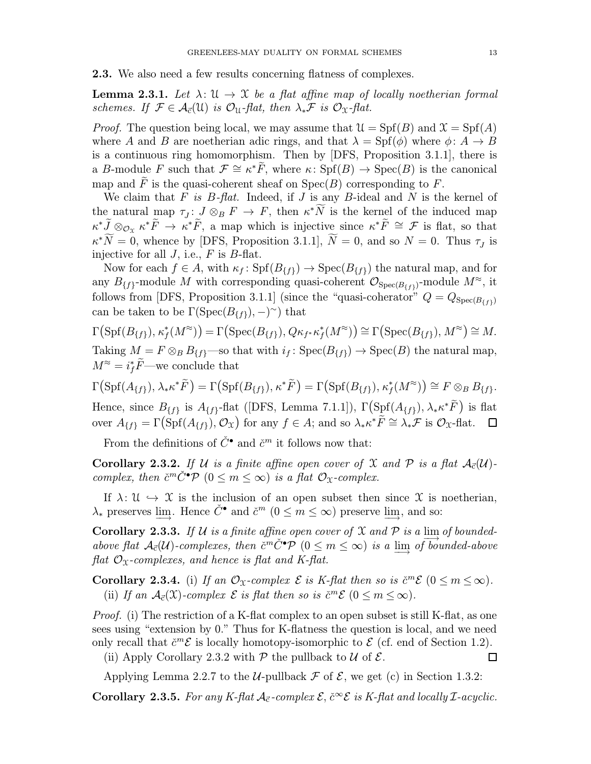**2.3.** We also need a few results concerning flatness of complexes.

**Lemma 2.3.1.** *Let $\lambda\colon \mathfrak{U} \to \mathfrak{X}$ be a flat affine map of locally noetherian formal schemes. If $\mathcal{F} \in \mathcal{A}_{\vec{c}}(\mathfrak{U})$ is $\mathcal{O}_{\mathfrak{U}}$-flat, then $\lambda_*\mathcal{F}$ is $\mathcal{O}_{\mathfrak{X}}$-flat.*

*Proof.* The question being local, we may assume that $\mathfrak{U} = \mathrm{Spf}(B)$ and $\mathfrak{X} = \mathrm{Spf}(A)$ where $A$ and $B$ are noetherian adic rings, and that $\lambda = \mathrm{Spf}(\phi)$ where $\phi\colon A \to B$ is a continuous ring homomorphism. Then by [DFS, Proposition 3.1.1], there is a $B$-module $F$ such that $\mathcal{F} \cong \kappa^*\widetilde{F}$, where $\kappa\colon \mathrm{Spf}(B) \to \mathrm{Spec}(B)$ is the canonical map and $\widetilde{F}$ is the quasi-coherent sheaf on $\mathrm{Spec}(B)$ corresponding to $F$.

We claim that *$F$ is $B$-flat.* Indeed, if $J$ is any $B$-ideal and $N$ is the kernel of the natural map $\tau_J\colon J \otimes_B F \to F$, then $\kappa^*\widetilde{N}$ is the kernel of the induced map $\kappa^*\widetilde{J} \otimes_{\mathcal{O}_{\mathfrak{X}}} \kappa^*\widetilde{F} \to \kappa^*\widetilde{F}$, a map which is injective since $\kappa^*\widetilde{F} \cong \mathcal{F}$ is flat, so that $\kappa^*\widetilde{N} = 0$, whence by [DFS, Proposition 3.1.1], $\widetilde{N} = 0$, and so $N = 0$. Thus $\tau_J$ is injective for all $J$, i.e., $F$ is $B$-flat.

Now for each $f \in A$, with $\kappa_f\colon \mathrm{Spf}(B_{\{f\}}) \to \mathrm{Spec}(B_{\{f\}})$ the natural map, and for any $B_{\{f\}}$-module $M$ with corresponding quasi-coherent $\mathcal{O}_{\mathrm{Spec}(B_{\{f\}})}$-module $M^{\approx}$, it follows from [DFS, Proposition 3.1.1] (since the "quasi-coherator" $Q = Q_{\mathrm{Spec}(B_{\{f\}})}$ can be taken to be $\Gamma(\mathrm{Spec}(B_{\{f\}}), -)^{\sim}$) that

$$\Gamma\big(\mathrm{Spf}(B_{\{f\}}), \kappa_f^*(M^{\approx})\big) = \Gamma\big(\mathrm{Spec}(B_{\{f\}}), Q\kappa_{f*}\kappa_f^*(M^{\approx})\big) \cong \Gamma\big(\mathrm{Spec}(B_{\{f\}}), M^{\approx}\big) \cong M.$$

Taking $M = F \otimes_B B_{\{f\}}$—so that with $i_f\colon \mathrm{Spec}(B_{\{f\}}) \to \mathrm{Spec}(B)$ the natural map, $M^{\approx} = i_f^*\widetilde{F}$—we conclude that

$$\Gamma\big(\mathrm{Spf}(A_{\{f\}}), \lambda_*\kappa^*\widetilde{F}\big) = \Gamma\big(\mathrm{Spf}(B_{\{f\}}), \kappa^*\widetilde{F}\big) = \Gamma\big(\mathrm{Spf}(B_{\{f\}}), \kappa_f^*(M^{\approx})\big) \cong F \otimes_B B_{\{f\}}.$$

Hence, since $B_{\{f\}}$ is $A_{\{f\}}$-flat ([DFS, Lemma 7.1.1]), $\Gamma\big(\mathrm{Spf}(A_{\{f\}}), \lambda_*\kappa^*\widetilde{F}\big)$ is flat over $A_{\{f\}} = \Gamma\big(\mathrm{Spf}(A_{\{f\}}), \mathcal{O}_{\mathfrak{X}}\big)$ for any $f \in A$; and so $\lambda_*\kappa^*\widetilde{F} \cong \lambda_*\mathcal{F}$ is $\mathcal{O}_{\mathfrak{X}}$-flat. $\square$

From the definitions of $\check{C}^\bullet$ and $\check{c}^m$ it follows now that:

**Corollary 2.3.2.** *If $\mathcal{U}$ is a finite affine open cover of $\mathfrak{X}$ and $\mathcal{P}$ is a flat $\mathcal{A}_{\vec{c}}(\mathcal{U})$-complex, then $\check{c}^m\check{C}^\bullet\mathcal{P}$ $(0 \le m \le \infty)$ is a flat $\mathcal{O}_{\mathfrak{X}}$-complex.*

If $\lambda\colon \mathfrak{U} \hookrightarrow \mathfrak{X}$ is the inclusion of an open subset then since $\mathfrak{X}$ is noetherian, $\lambda_*$ preserves $\varinjlim$. Hence $\check{C}^\bullet$ and $\check{c}^m$ $(0 \le m \le \infty)$ preserve $\varinjlim$, and so:

**Corollary 2.3.3.** *If $\mathcal{U}$ is a finite affine open cover of $\mathfrak{X}$ and $\mathcal{P}$ is a $\varinjlim$ of bounded-above flat $\mathcal{A}_{\vec{c}}(\mathcal{U})$-complexes, then $\check{c}^m\check{C}^\bullet\mathcal{P}$ $(0 \le m \le \infty)$ is a $\varinjlim$ of bounded-above flat $\mathcal{O}_{\mathfrak{X}}$-complexes, and hence is flat and K-flat.*

**Corollary 2.3.4.** (i) *If an $\mathcal{O}_{\mathfrak{X}}$-complex $\mathcal{E}$ is K-flat then so is $\check{c}^m\mathcal{E}$ $(0 \le m \le \infty)$.*
(ii) *If an $\mathcal{A}_{\vec{c}}(\mathfrak{X})$-complex $\mathcal{E}$ is flat then so is $\check{c}^m\mathcal{E}$ $(0 \le m \le \infty)$.*

*Proof.* (i) The restriction of a K-flat complex to an open subset is still K-flat, as one sees using "extension by 0." Thus for K-flatness the question is local, and we need only recall that $\check{c}^m\mathcal{E}$ is locally homotopy-isomorphic to $\mathcal{E}$ (cf. end of Section 1.2).
(ii) Apply Corollary 2.3.2 with $\mathcal{P}$ the pullback to $\mathcal{U}$ of $\mathcal{E}$. $\square$

Applying Lemma 2.2.7 to the $\mathcal{U}$-pullback $\mathcal{F}$ of $\mathcal{E}$, we get (c) in Section 1.3.2:

**Corollary 2.3.5.** *For any K-flat $\mathcal{A}_{\vec{c}}$-complex $\mathcal{E}$, $\check{c}^\infty\mathcal{E}$ is K-flat and locally $\mathcal{I}$-acyclic.*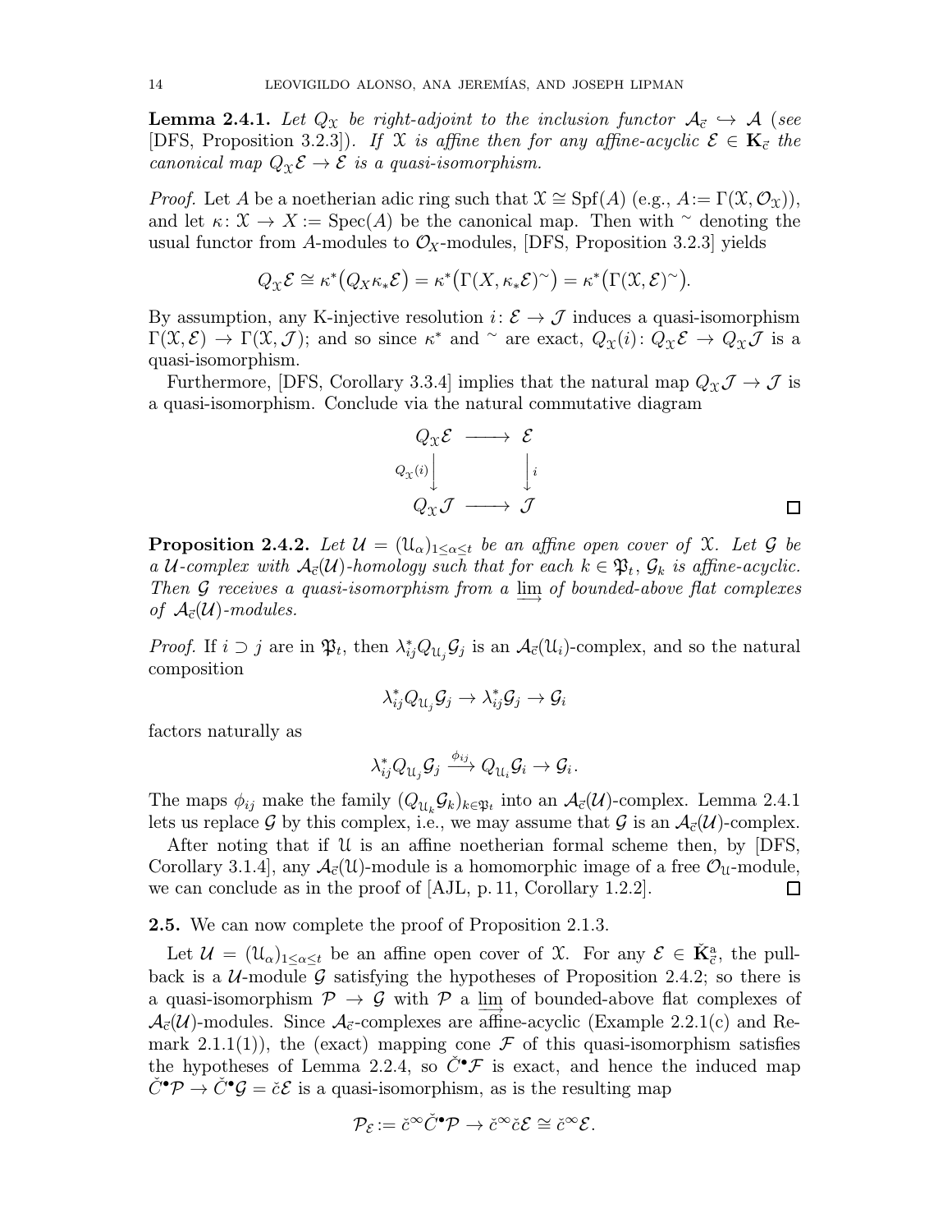**Lemma 2.4.1.** *Let $Q_{\mathcal{X}}$ be right-adjoint to the inclusion functor $\mathcal{A}_{\vec{c}} \hookrightarrow \mathcal{A}$ (see [DFS, Proposition 3.2.3]). If $\mathcal{X}$ is affine then for any affine-acyclic $\mathcal{E} \in \mathbf{K}_{\vec{c}}$ the canonical map $Q_{\mathcal{X}}\mathcal{E} \to \mathcal{E}$ is a quasi-isomorphism.*

*Proof.* Let $A$ be a noetherian adic ring such that $\mathcal{X} \cong \mathrm{Spf}(A)$ (e.g., $A := \Gamma(\mathcal{X}, \mathcal{O}_{\mathcal{X}})$), and let $\kappa\colon \mathcal{X} \to X := \mathrm{Spec}(A)$ be the canonical map. Then with $^\sim$ denoting the usual functor from $A$-modules to $\mathcal{O}_X$-modules, [DFS, Proposition 3.2.3] yields

$$Q_{\mathcal{X}}\mathcal{E} \cong \kappa^*\big(Q_X\kappa_*\mathcal{E}\big) = \kappa^*\big(\Gamma(X, \kappa_*\mathcal{E})^\sim\big) = \kappa^*\big(\Gamma(\mathcal{X}, \mathcal{E})^\sim\big).$$

By assumption, any K-injective resolution $i\colon \mathcal{E} \to \mathcal{J}$ induces a quasi-isomorphism $\Gamma(\mathcal{X}, \mathcal{E}) \to \Gamma(\mathcal{X}, \mathcal{J})$; and so since $\kappa^*$ and $^\sim$ are exact, $Q_{\mathcal{X}}(i)\colon Q_{\mathcal{X}}\mathcal{E} \to Q_{\mathcal{X}}\mathcal{J}$ is a quasi-isomorphism.

Furthermore, [DFS, Corollary 3.3.4] implies that the natural map $Q_{\mathcal{X}}\mathcal{J} \to \mathcal{J}$ is a quasi-isomorphism. Conclude via the natural commutative diagram

$$\begin{array}{ccc}
Q_{\mathcal{X}}\mathcal{E} & \longrightarrow & \mathcal{E} \\
{\scriptstyle Q_{\mathcal{X}}(i)}\big\downarrow & & \big\downarrow{\scriptstyle i} \\
Q_{\mathcal{X}}\mathcal{J} & \longrightarrow & \mathcal{J}
\end{array}$$

$\square$

**Proposition 2.4.2.** *Let $\mathcal{U} = (\mathcal{U}_\alpha)_{1\le\alpha\le t}$ be an affine open cover of $\mathcal{X}$. Let $\mathcal{G}$ be a $\mathcal{U}$-complex with $\mathcal{A}_{\vec{c}}(\mathcal{U})$-homology such that for each $k \in \mathfrak{P}_t$, $\mathcal{G}_k$ is affine-acyclic. Then $\mathcal{G}$ receives a quasi-isomorphism from a $\varinjlim$ of bounded-above flat complexes of $\mathcal{A}_{\vec{c}}(\mathcal{U})$-modules.*

*Proof.* If $i \supset j$ are in $\mathfrak{P}_t$, then $\lambda_{ij}^* Q_{\mathcal{U}_j}\mathcal{G}_j$ is an $\mathcal{A}_{\vec{c}}(\mathcal{U}_i)$-complex, and so the natural composition

$$\lambda_{ij}^* Q_{\mathcal{U}_j}\mathcal{G}_j \to \lambda_{ij}^*\mathcal{G}_j \to \mathcal{G}_i$$

factors naturally as

$$\lambda_{ij}^* Q_{\mathcal{U}_j}\mathcal{G}_j \xrightarrow{\ \phi_{ij}\ } Q_{\mathcal{U}_i}\mathcal{G}_i \to \mathcal{G}_i.$$

The maps $\phi_{ij}$ make the family $(Q_{\mathcal{U}_k}\mathcal{G}_k)_{k\in\mathfrak{P}_t}$ into an $\mathcal{A}_{\vec{c}}(\mathcal{U})$-complex. Lemma 2.4.1 lets us replace $\mathcal{G}$ by this complex, i.e., we may assume that $\mathcal{G}$ is an $\mathcal{A}_{\vec{c}}(\mathcal{U})$-complex.

After noting that if $\mathcal{U}$ is an affine noetherian formal scheme then, by [DFS, Corollary 3.1.4], any $\mathcal{A}_{\vec{c}}(\mathcal{U})$-module is a homomorphic image of a free $\mathcal{O}_{\mathcal{U}}$-module, we can conclude as in the proof of [AJL, p. 11, Corollary 1.2.2]. $\square$

**2.5.** We can now complete the proof of Proposition 2.1.3.

Let $\mathcal{U} = (\mathcal{U}_\alpha)_{1\le\alpha\le t}$ be an affine open cover of $\mathcal{X}$. For any $\mathcal{E} \in \check{\mathbf{K}}^{\mathrm{a}}_{\vec{c}}$, the pullback is a $\mathcal{U}$-module $\mathcal{G}$ satisfying the hypotheses of Proposition 2.4.2; so there is a quasi-isomorphism $\mathcal{P} \to \mathcal{G}$ with $\mathcal{P}$ a $\varinjlim$ of bounded-above flat complexes of $\mathcal{A}_{\vec{c}}(\mathcal{U})$-modules. Since $\mathcal{A}_{\vec{c}}$-complexes are affine-acyclic (Example 2.2.1(c) and Remark 2.1.1(1)), the (exact) mapping cone $\mathcal{F}$ of this quasi-isomorphism satisfies the hypotheses of Lemma 2.2.4, so $\check{C}^\bullet\mathcal{F}$ is exact, and hence the induced map $\check{C}^\bullet\mathcal{P} \to \check{C}^\bullet\mathcal{G} = \check{c}\mathcal{E}$ is a quasi-isomorphism, as is the resulting map

$$\mathcal{P}_{\mathcal{E}} := \check{c}^\infty\check{C}^\bullet\mathcal{P} \to \check{c}^\infty\check{c}\mathcal{E} \cong \check{c}^\infty\mathcal{E}.$$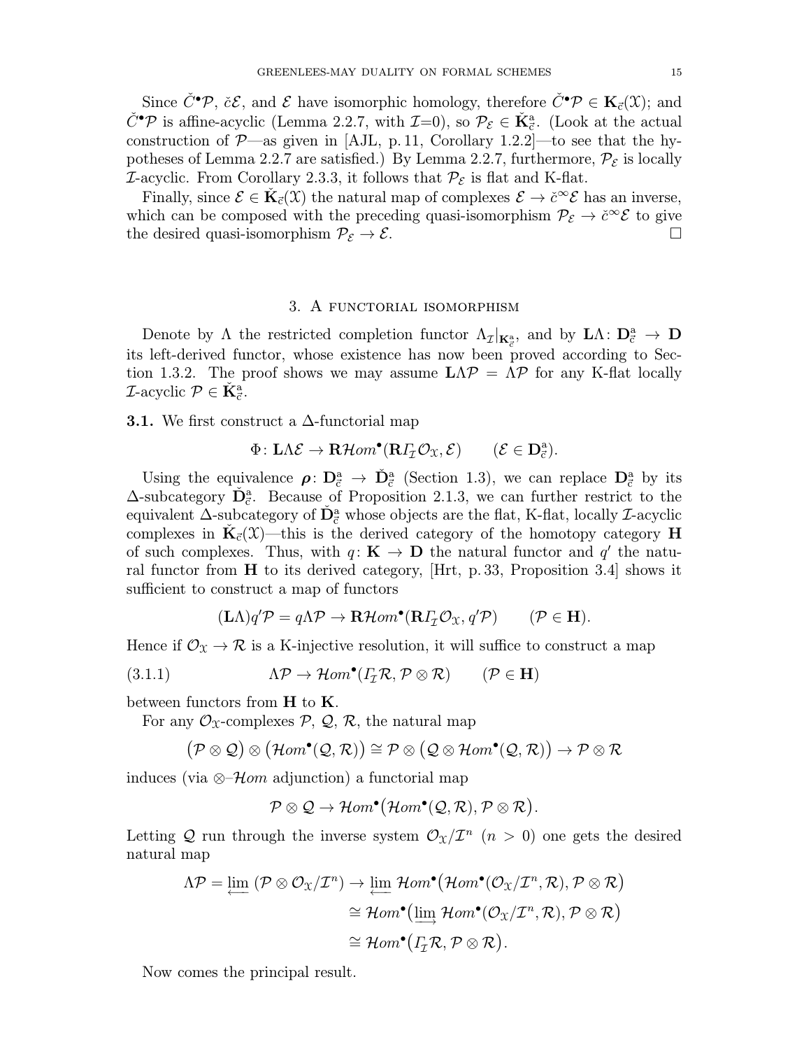Since $\check{C}^\bullet\mathcal{P}$, $\check{c}\mathcal{E}$, and $\mathcal{E}$ have isomorphic homology, therefore $\check{C}^\bullet\mathcal{P} \in \mathbf{K}_{\vec{c}}(\mathfrak{X})$; and $\check{C}^\bullet\mathcal{P}$ is affine-acyclic (Lemma 2.2.7, with $\mathcal{I}$=0), so $\mathcal{P}_\mathcal{E} \in \check{\mathbf{K}}^{\mathrm{a}}_{\vec{c}}$. (Look at the actual construction of $\mathcal{P}$—as given in [AJL, p. 11, Corollary 1.2.2]—to see that the hypotheses of Lemma 2.2.7 are satisfied.) By Lemma 2.2.7, furthermore, $\mathcal{P}_\mathcal{E}$ is locally $\mathcal{I}$-acyclic. From Corollary 2.3.3, it follows that $\mathcal{P}_\mathcal{E}$ is flat and K-flat.

Finally, since $\mathcal{E} \in \check{\mathbf{K}}_{\vec{c}}(\mathfrak{X})$ the natural map of complexes $\mathcal{E} \to \check{c}^\infty\mathcal{E}$ has an inverse, which can be composed with the preceding quasi-isomorphism $\mathcal{P}_\mathcal{E} \to \check{c}^\infty\mathcal{E}$ to give the desired quasi-isomorphism $\mathcal{P}_\mathcal{E} \to \mathcal{E}$. □

## 3. A functorial isomorphism

Denote by $\Lambda$ the restricted completion functor $\Lambda_\mathcal{I}|_{\mathbf{K}^{\mathrm{a}}_{\vec{c}}}$, and by $\mathbf{L}\Lambda\colon \mathbf{D}^{\mathrm{a}}_{\vec{c}} \to \mathbf{D}$ its left-derived functor, whose existence has now been proved according to Section 1.3.2. The proof shows we may assume $\mathbf{L}\Lambda\mathcal{P} = \Lambda\mathcal{P}$ for any K-flat locally $\mathcal{I}$-acyclic $\mathcal{P} \in \check{\mathbf{K}}^{\mathrm{a}}_{\vec{c}}$.

**3.1.** We first construct a $\Delta$-functorial map

$$\Phi\colon \mathbf{L}\Lambda\mathcal{E} \to \mathbf{R}\mathcal{H}om^\bullet(\mathbf{R}\varGamma_\mathcal{I}\mathcal{O}_\mathfrak{X}, \mathcal{E}) \qquad (\mathcal{E} \in \mathbf{D}^{\mathrm{a}}_{\vec{c}}).$$

Using the equivalence $\boldsymbol{\rho}\colon \mathbf{D}^{\mathrm{a}}_{\vec{c}} \to \check{\mathbf{D}}^{\mathrm{a}}_{\vec{c}}$ (Section 1.3), we can replace $\mathbf{D}^{\mathrm{a}}_{\vec{c}}$ by its $\Delta$-subcategory $\check{\mathbf{D}}^{\mathrm{a}}_{\vec{c}}$. Because of Proposition 2.1.3, we can further restrict to the equivalent $\Delta$-subcategory of $\check{\mathbf{D}}^{\mathrm{a}}_{\vec{c}}$ whose objects are the flat, K-flat, locally $\mathcal{I}$-acyclic complexes in $\check{\mathbf{K}}_{\vec{c}}(\mathfrak{X})$—this is the derived category of the homotopy category $\mathbf{H}$ of such complexes. Thus, with $q\colon \mathbf{K} \to \mathbf{D}$ the natural functor and $q'$ the natural functor from $\mathbf{H}$ to its derived category, [Hrt, p. 33, Proposition 3.4] shows it sufficient to construct a map of functors

$$(\mathbf{L}\Lambda)q'\mathcal{P} = q\Lambda\mathcal{P} \to \mathbf{R}\mathcal{H}om^\bullet(\mathbf{R}\varGamma_\mathcal{I}\mathcal{O}_\mathfrak{X}, q'\mathcal{P}) \qquad (\mathcal{P} \in \mathbf{H}).$$

Hence if $\mathcal{O}_\mathfrak{X} \to \mathcal{R}$ is a K-injective resolution, it will suffice to construct a map

$$\Lambda\mathcal{P} \to \mathcal{H}om^\bullet(\varGamma_\mathcal{I}\mathcal{R}, \mathcal{P} \otimes \mathcal{R}) \qquad (\mathcal{P} \in \mathbf{H}) \tag{3.1.1}$$

between functors from $\mathbf{H}$ to $\mathbf{K}$.

For any $\mathcal{O}_\mathfrak{X}$-complexes $\mathcal{P}$, $\mathcal{Q}$, $\mathcal{R}$, the natural map

$$\big(\mathcal{P} \otimes \mathcal{Q}\big) \otimes \big(\mathcal{H}om^\bullet(\mathcal{Q}, \mathcal{R})\big) \cong \mathcal{P} \otimes \big(\mathcal{Q} \otimes \mathcal{H}om^\bullet(\mathcal{Q}, \mathcal{R})\big) \to \mathcal{P} \otimes \mathcal{R}$$

induces (via $\otimes$–$\mathcal{H}om$ adjunction) a functorial map

$$\mathcal{P} \otimes \mathcal{Q} \to \mathcal{H}om^\bullet\big(\mathcal{H}om^\bullet(\mathcal{Q}, \mathcal{R}), \mathcal{P} \otimes \mathcal{R}\big).$$

Letting $\mathcal{Q}$ run through the inverse system $\mathcal{O}_\mathfrak{X}/\mathcal{I}^n$ $(n > 0)$ one gets the desired natural map

$$\begin{aligned}
\Lambda\mathcal{P} = \varprojlim\, (\mathcal{P} \otimes \mathcal{O}_\mathfrak{X}/\mathcal{I}^n) \to \varprojlim\, &\mathcal{H}om^\bullet\big(\mathcal{H}om^\bullet(\mathcal{O}_\mathfrak{X}/\mathcal{I}^n, \mathcal{R}), \mathcal{P} \otimes \mathcal{R}\big) \\
&\cong \mathcal{H}om^\bullet\big(\varinjlim\, \mathcal{H}om^\bullet(\mathcal{O}_\mathfrak{X}/\mathcal{I}^n, \mathcal{R}), \mathcal{P} \otimes \mathcal{R}\big) \\
&\cong \mathcal{H}om^\bullet\big(\varGamma_\mathcal{I}\mathcal{R}, \mathcal{P} \otimes \mathcal{R}\big).
\end{aligned}$$

Now comes the principal result.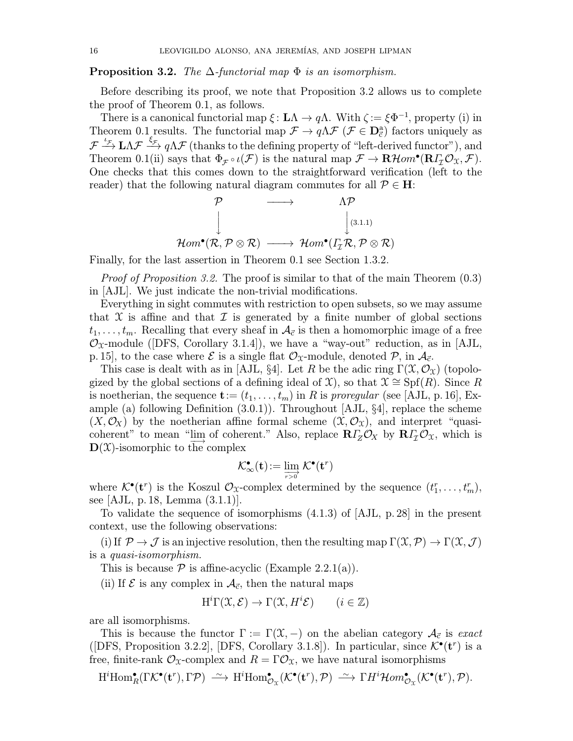**Proposition 3.2.** *The $\Delta$-functorial map $\Phi$ is an isomorphism.*

Before describing its proof, we note that Proposition 3.2 allows us to complete the proof of Theorem 0.1, as follows.

There is a canonical functorial map $\xi\colon \mathbf{L}\Lambda \to q\Lambda$. With $\zeta := \xi\Phi^{-1}$, property (i) in Theorem 0.1 results. The functorial map $\mathcal{F} \to q\Lambda\mathcal{F}$ ($\mathcal{F} \in \mathbf{D}^{\mathrm{a}}_{\vec{c}}$) factors uniquely as $\mathcal{F} \xrightarrow{\iota_{\mathcal{F}}} \mathbf{L}\Lambda\mathcal{F} \xrightarrow{\xi_{\mathcal{F}}} q\Lambda\mathcal{F}$ (thanks to the defining property of "left-derived functor"), and Theorem 0.1(ii) says that $\Phi_{\mathcal{F}} \circ \iota(\mathcal{F})$ is the natural map $\mathcal{F} \to \mathbf{R}\mathcal{H}om^{\bullet}(\mathbf{R}\varGamma_{\mathcal{I}}\mathcal{O}_{\mathfrak{X}}, \mathcal{F})$. One checks that this comes down to the straightforward verification (left to the reader) that the following natural diagram commutes for all $\mathcal{P} \in \mathbf{H}$:

$$
\begin{array}{ccc}
\mathcal{P} & \longrightarrow & \Lambda\mathcal{P} \\
\big\downarrow & & \big\downarrow {\scriptstyle (3.1.1)} \\
\mathcal{H}om^{\bullet}(\mathcal{R}, \mathcal{P} \otimes \mathcal{R}) & \longrightarrow & \mathcal{H}om^{\bullet}(\varGamma_{\mathcal{I}}\mathcal{R}, \mathcal{P} \otimes \mathcal{R})
\end{array}
$$

Finally, for the last assertion in Theorem 0.1 see Section 1.3.2.

*Proof of Proposition 3.2.* The proof is similar to that of the main Theorem (0.3) in [AJL]. We just indicate the non-trivial modifications.

Everything in sight commutes with restriction to open subsets, so we may assume that $\mathfrak{X}$ is affine and that $\mathcal{I}$ is generated by a finite number of global sections $t_1, \dots, t_m$. Recalling that every sheaf in $\mathcal{A}_{\vec{c}}$ is then a homomorphic image of a free $\mathcal{O}_{\mathfrak{X}}$-module ([DFS, Corollary 3.1.4]), we have a "way-out" reduction, as in [AJL, p. 15], to the case where $\mathcal{E}$ is a single flat $\mathcal{O}_{\mathfrak{X}}$-module, denoted $\mathcal{P}$, in $\mathcal{A}_{\vec{c}}$.

This case is dealt with as in [AJL, §4]. Let $R$ be the adic ring $\Gamma(\mathfrak{X}, \mathcal{O}_{\mathfrak{X}})$ (topologized by the global sections of a defining ideal of $\mathfrak{X}$), so that $\mathfrak{X} \cong \operatorname{Spf}(R)$. Since $R$ is noetherian, the sequence $\mathbf{t} := (t_1, \dots, t_m)$ in $R$ is *proregular* (see [AJL, p. 16], Example (a) following Definition (3.0.1)). Throughout [AJL, §4], replace the scheme $(X, \mathcal{O}_X)$ by the noetherian affine formal scheme $(\mathfrak{X}, \mathcal{O}_{\mathfrak{X}})$, and interpret "quasi-coherent" to mean "$\varinjlim$ of coherent." Also, replace $\mathbf{R}\varGamma_{Z}\mathcal{O}_X$ by $\mathbf{R}\varGamma_{\mathcal{I}}\mathcal{O}_{\mathfrak{X}}$, which is $\mathbf{D}(\mathfrak{X})$-isomorphic to the complex

$$\mathcal{K}^{\bullet}_{\infty}(\mathbf{t}) := \varinjlim_{r>0} \mathcal{K}^{\bullet}(\mathbf{t}^r)$$

where $\mathcal{K}^{\bullet}(\mathbf{t}^r)$ is the Koszul $\mathcal{O}_{\mathfrak{X}}$-complex determined by the sequence $(t_1^r, \dots, t_m^r)$, see [AJL, p. 18, Lemma (3.1.1)].

To validate the sequence of isomorphisms (4.1.3) of [AJL, p. 28] in the present context, use the following observations:

(i) If $\mathcal{P} \to \mathcal{J}$ is an injective resolution, then the resulting map $\Gamma(\mathfrak{X}, \mathcal{P}) \to \Gamma(\mathfrak{X}, \mathcal{J})$ is a *quasi-isomorphism.*

This is because $\mathcal{P}$ is affine-acyclic (Example 2.2.1(a)).

(ii) If $\mathcal{E}$ is any complex in $\mathcal{A}_{\vec{c}}$, then the natural maps

$$\mathrm{H}^i\Gamma(\mathfrak{X}, \mathcal{E}) \to \Gamma(\mathfrak{X}, H^i\mathcal{E}) \qquad (i \in \mathbb{Z})$$

are all isomorphisms.

This is because the functor $\Gamma := \Gamma(\mathfrak{X}, -)$ on the abelian category $\mathcal{A}_{\vec{c}}$ is *exact* ([DFS, Proposition 3.2.2], [DFS, Corollary 3.1.8]). In particular, since $\mathcal{K}^{\bullet}(\mathbf{t}^r)$ is a free, finite-rank $\mathcal{O}_{\mathfrak{X}}$-complex and $R = \Gamma\mathcal{O}_{\mathfrak{X}}$, we have natural isomorphisms

$$\mathrm{H}^i\mathrm{Hom}^{\bullet}_R(\Gamma\mathcal{K}^{\bullet}(\mathbf{t}^r), \Gamma\mathcal{P}) \xrightarrow{\ \sim\ } \mathrm{H}^i\mathrm{Hom}^{\bullet}_{\mathcal{O}_{\mathfrak{X}}}(\mathcal{K}^{\bullet}(\mathbf{t}^r), \mathcal{P}) \xrightarrow{\ \sim\ } \Gamma H^i\mathcal{H}om^{\bullet}_{\mathcal{O}_{\mathfrak{X}}}(\mathcal{K}^{\bullet}(\mathbf{t}^r), \mathcal{P}).$$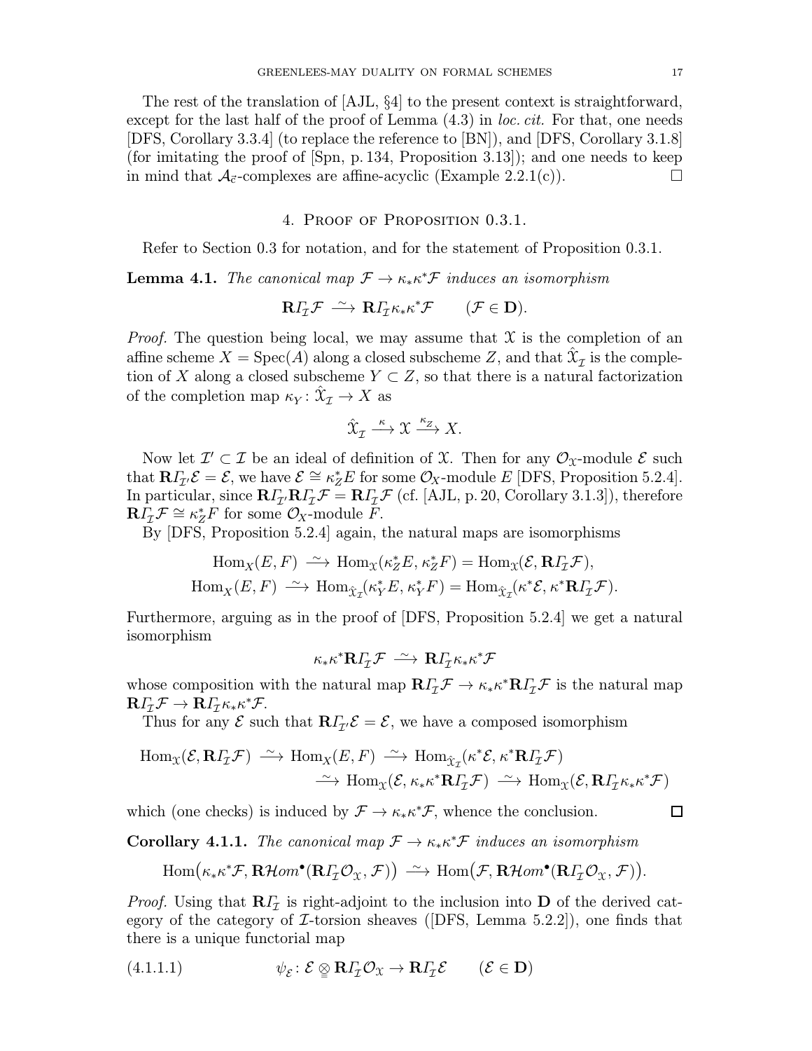The rest of the translation of [AJL, §4] to the present context is straightforward, except for the last half of the proof of Lemma (4.3) in *loc. cit.* For that, one needs [DFS, Corollary 3.3.4] (to replace the reference to [BN]), and [DFS, Corollary 3.1.8] (for imitating the proof of [Spn, p. 134, Proposition 3.13]); and one needs to keep in mind that $\mathcal{A}_{\vec{c}}$-complexes are affine-acyclic (Example 2.2.1(c)). □

## 4. Proof of Proposition 0.3.1.

Refer to Section 0.3 for notation, and for the statement of Proposition 0.3.1.

**Lemma 4.1.** *The canonical map $\mathcal{F} \to \kappa_*\kappa^*\mathcal{F}$ induces an isomorphism*

$$\mathbf{R}\varGamma_{\mathcal{I}}\mathcal{F} \xrightarrow{\ \sim\ } \mathbf{R}\varGamma_{\mathcal{I}}\kappa_*\kappa^*\mathcal{F} \qquad (\mathcal{F} \in \mathbf{D}).$$

*Proof.* The question being local, we may assume that $\mathfrak{X}$ is the completion of an affine scheme $X = \operatorname{Spec}(A)$ along a closed subscheme $Z$, and that $\hat{\mathfrak{X}}_{\mathcal{I}}$ is the completion of $X$ along a closed subscheme $Y \subset Z$, so that there is a natural factorization of the completion map $\kappa_Y \colon \hat{\mathfrak{X}}_{\mathcal{I}} \to X$ as

$$\hat{\mathfrak{X}}_{\mathcal{I}} \xrightarrow{\ \kappa\ } \mathfrak{X} \xrightarrow{\ \kappa_Z\ } X.$$

Now let $\mathcal{I}' \subset \mathcal{I}$ be an ideal of definition of $\mathfrak{X}$. Then for any $\mathcal{O}_{\mathfrak{X}}$-module $\mathcal{E}$ such that $\mathbf{R}\varGamma_{\mathcal{I}'}\mathcal{E} = \mathcal{E}$, we have $\mathcal{E} \cong \kappa_Z^* E$ for some $\mathcal{O}_X$-module $E$ [DFS, Proposition 5.2.4]. In particular, since $\mathbf{R}\varGamma_{\mathcal{I}'}\mathbf{R}\varGamma_{\mathcal{I}}\mathcal{F} = \mathbf{R}\varGamma_{\mathcal{I}}\mathcal{F}$ (cf. [AJL, p. 20, Corollary 3.1.3]), therefore $\mathbf{R}\varGamma_{\mathcal{I}}\mathcal{F} \cong \kappa_Z^* F$ for some $\mathcal{O}_X$-module $F$.

By [DFS, Proposition 5.2.4] again, the natural maps are isomorphisms

$$\operatorname{Hom}_X(E, F) \xrightarrow{\ \sim\ } \operatorname{Hom}_{\mathfrak{X}}(\kappa_Z^* E, \kappa_Z^* F) = \operatorname{Hom}_{\mathfrak{X}}(\mathcal{E}, \mathbf{R}\varGamma_{\mathcal{I}}\mathcal{F}),$$
$$\operatorname{Hom}_X(E, F) \xrightarrow{\ \sim\ } \operatorname{Hom}_{\hat{\mathfrak{X}}_{\mathcal{I}}}(\kappa_Y^* E, \kappa_Y^* F) = \operatorname{Hom}_{\hat{\mathfrak{X}}_{\mathcal{I}}}(\kappa^*\mathcal{E}, \kappa^*\mathbf{R}\varGamma_{\mathcal{I}}\mathcal{F}).$$

Furthermore, arguing as in the proof of [DFS, Proposition 5.2.4] we get a natural isomorphism

$$\kappa_*\kappa^*\mathbf{R}\varGamma_{\mathcal{I}}\mathcal{F} \xrightarrow{\ \sim\ } \mathbf{R}\varGamma_{\mathcal{I}}\kappa_*\kappa^*\mathcal{F}$$

whose composition with the natural map $\mathbf{R}\varGamma_{\mathcal{I}}\mathcal{F} \to \kappa_*\kappa^*\mathbf{R}\varGamma_{\mathcal{I}}\mathcal{F}$ is the natural map $\mathbf{R}\varGamma_{\mathcal{I}}\mathcal{F} \to \mathbf{R}\varGamma_{\mathcal{I}}\kappa_*\kappa^*\mathcal{F}$.

Thus for any $\mathcal{E}$ such that $\mathbf{R}\varGamma_{\mathcal{I}'}\mathcal{E} = \mathcal{E}$, we have a composed isomorphism

$$\begin{aligned}\operatorname{Hom}_{\mathfrak{X}}(\mathcal{E}, \mathbf{R}\varGamma_{\mathcal{I}}\mathcal{F}) &\xrightarrow{\ \sim\ } \operatorname{Hom}_X(E, F) \xrightarrow{\ \sim\ } \operatorname{Hom}_{\hat{\mathfrak{X}}_{\mathcal{I}}}(\kappa^*\mathcal{E}, \kappa^*\mathbf{R}\varGamma_{\mathcal{I}}\mathcal{F}) \\ &\xrightarrow{\ \sim\ } \operatorname{Hom}_{\mathfrak{X}}(\mathcal{E}, \kappa_*\kappa^*\mathbf{R}\varGamma_{\mathcal{I}}\mathcal{F}) \xrightarrow{\ \sim\ } \operatorname{Hom}_{\mathfrak{X}}(\mathcal{E}, \mathbf{R}\varGamma_{\mathcal{I}}\kappa_*\kappa^*\mathcal{F})\end{aligned}$$

which (one checks) is induced by $\mathcal{F} \to \kappa_*\kappa^*\mathcal{F}$, whence the conclusion. □

**Corollary 4.1.1.** *The canonical map $\mathcal{F} \to \kappa_*\kappa^*\mathcal{F}$ induces an isomorphism*

$$\operatorname{Hom}\big(\kappa_*\kappa^*\mathcal{F}, \mathbf{R}\mathcal{H}om^\bullet(\mathbf{R}\varGamma_{\mathcal{I}}\mathcal{O}_{\mathfrak{X}}, \mathcal{F})\big) \xrightarrow{\ \sim\ } \operatorname{Hom}\big(\mathcal{F}, \mathbf{R}\mathcal{H}om^\bullet(\mathbf{R}\varGamma_{\mathcal{I}}\mathcal{O}_{\mathfrak{X}}, \mathcal{F})\big).$$

*Proof.* Using that $\mathbf{R}\varGamma_{\mathcal{I}}$ is right-adjoint to the inclusion into $\mathbf{D}$ of the derived category of the category of $\mathcal{I}$-torsion sheaves ([DFS, Lemma 5.2.2]), one finds that there is a unique functorial map

$$\psi_{\mathcal{E}} \colon \mathcal{E} \underset{=}{\otimes} \mathbf{R}\varGamma_{\mathcal{I}}\mathcal{O}_{\mathfrak{X}} \to \mathbf{R}\varGamma_{\mathcal{I}}\mathcal{E} \qquad (\mathcal{E} \in \mathbf{D}) \tag{4.1.1.1}$$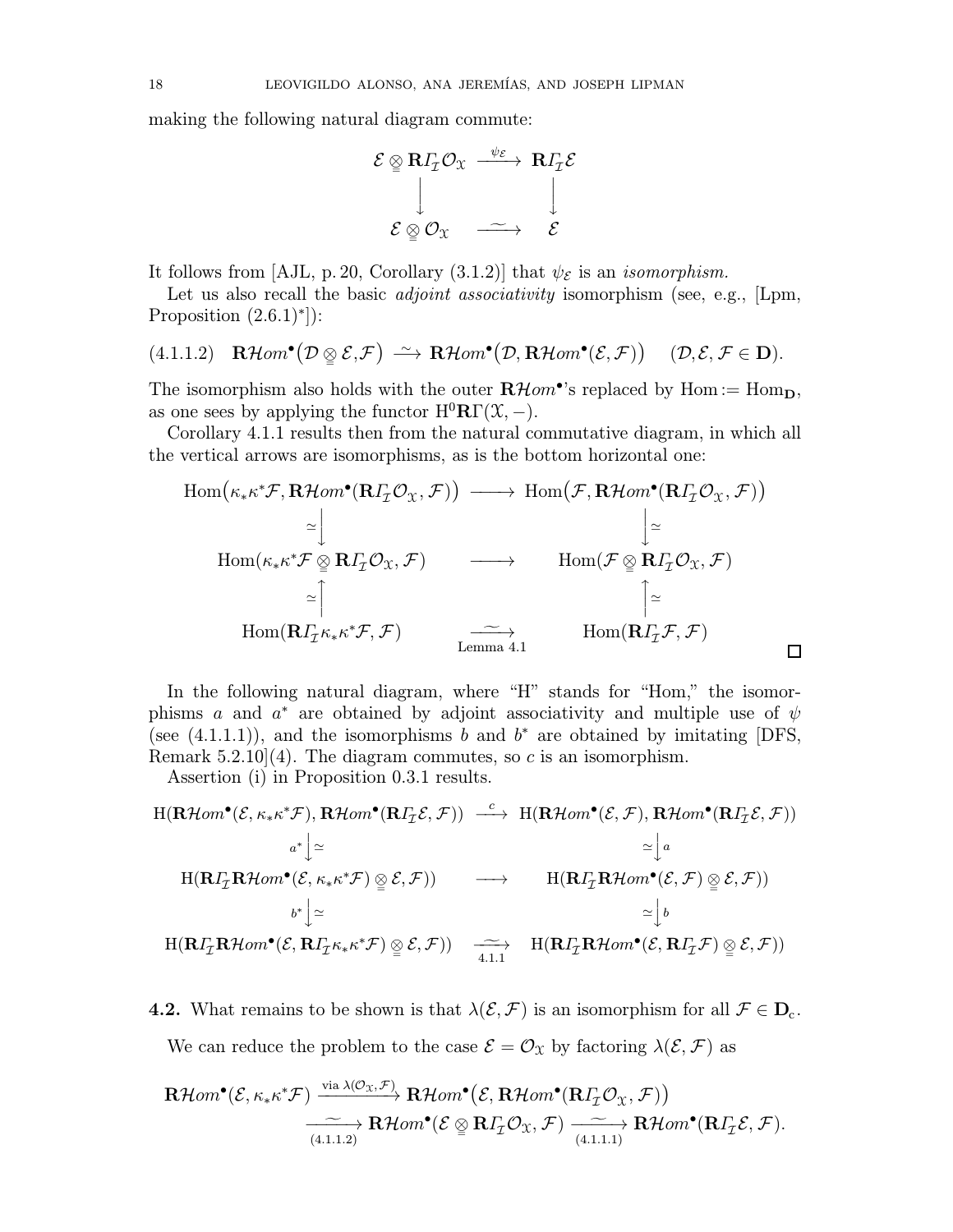making the following natural diagram commute:

$$
\begin{array}{ccc}
\mathcal{E} \underset{=}{\otimes} \mathbf{R}\varGamma_{\mathcal{I}}\mathcal{O}_{\mathcal{X}} & \xrightarrow{\ \psi_{\mathcal{E}}\ } & \mathbf{R}\varGamma_{\mathcal{I}}\mathcal{E} \\
\Big\downarrow & & \Big\downarrow \\
\mathcal{E} \underset{=}{\otimes} \mathcal{O}_{\mathcal{X}} & \xrightarrow{\ \sim\ } & \mathcal{E}
\end{array}
$$

It follows from [AJL, p. 20, Corollary (3.1.2)] that $\psi_{\mathcal{E}}$ is an *isomorphism.*

Let us also recall the basic *adjoint associativity* isomorphism (see, e.g., [Lpm, Proposition (2.6.1)$^*$]):

$$
\text{(4.1.1.2)} \quad \mathbf{R}\mathcal{H}om^\bullet\big(\mathcal{D} \underset{=}{\otimes} \mathcal{E}, \mathcal{F}\big) \xrightarrow{\ \sim\ } \mathbf{R}\mathcal{H}om^\bullet\big(\mathcal{D}, \mathbf{R}\mathcal{H}om^\bullet(\mathcal{E}, \mathcal{F})\big) \quad (\mathcal{D}, \mathcal{E}, \mathcal{F} \in \mathbf{D}).
$$

The isomorphism also holds with the outer $\mathbf{R}\mathcal{H}om^\bullet$'s replaced by $\mathrm{Hom} := \mathrm{Hom}_{\mathbf{D}}$, as one sees by applying the functor $\mathrm{H}^0\mathbf{R}\Gamma(\mathcal{X}, -)$.

Corollary 4.1.1 results then from the natural commutative diagram, in which all the vertical arrows are isomorphisms, as is the bottom horizontal one:

$$
\begin{array}{ccc}
\mathrm{Hom}\big(\kappa_*\kappa^*\mathcal{F}, \mathbf{R}\mathcal{H}om^\bullet(\mathbf{R}\varGamma_{\mathcal{I}}\mathcal{O}_{\mathcal{X}}, \mathcal{F})\big) & \longrightarrow & \mathrm{Hom}\big(\mathcal{F}, \mathbf{R}\mathcal{H}om^\bullet(\mathbf{R}\varGamma_{\mathcal{I}}\mathcal{O}_{\mathcal{X}}, \mathcal{F})\big) \\
\simeq\Big\downarrow & & \Big\downarrow\simeq \\
\mathrm{Hom}(\kappa_*\kappa^*\mathcal{F} \underset{=}{\otimes} \mathbf{R}\varGamma_{\mathcal{I}}\mathcal{O}_{\mathcal{X}}, \mathcal{F}) & \longrightarrow & \mathrm{Hom}(\mathcal{F} \underset{=}{\otimes} \mathbf{R}\varGamma_{\mathcal{I}}\mathcal{O}_{\mathcal{X}}, \mathcal{F}) \\
\simeq\Big\uparrow & & \Big\uparrow\simeq \\
\mathrm{Hom}(\mathbf{R}\varGamma_{\mathcal{I}}\kappa_*\kappa^*\mathcal{F}, \mathcal{F}) & \underset{\text{Lemma 4.1}}{\xrightarrow{\ \sim\ }} & \mathrm{Hom}(\mathbf{R}\varGamma_{\mathcal{I}}\mathcal{F}, \mathcal{F})
\end{array}
$$

□

In the following natural diagram, where "H" stands for "Hom," the isomorphisms $a$ and $a^*$ are obtained by adjoint associativity and multiple use of $\psi$ (see (4.1.1.1)), and the isomorphisms $b$ and $b^*$ are obtained by imitating [DFS, Remark 5.2.10](4). The diagram commutes, so $c$ is an isomorphism.

Assertion (i) in Proposition 0.3.1 results.

$$
\begin{array}{ccc}
\mathrm{H}(\mathbf{R}\mathcal{H}om^\bullet(\mathcal{E}, \kappa_*\kappa^*\mathcal{F}), \mathbf{R}\mathcal{H}om^\bullet(\mathbf{R}\varGamma_{\mathcal{I}}\mathcal{E}, \mathcal{F})) & \xrightarrow{\ c\ } & \mathrm{H}(\mathbf{R}\mathcal{H}om^\bullet(\mathcal{E}, \mathcal{F}), \mathbf{R}\mathcal{H}om^\bullet(\mathbf{R}\varGamma_{\mathcal{I}}\mathcal{E}, \mathcal{F})) \\
a^*\Big\downarrow\simeq & & \simeq\Big\downarrow a \\
\mathrm{H}(\mathbf{R}\varGamma_{\mathcal{I}}\mathbf{R}\mathcal{H}om^\bullet(\mathcal{E}, \kappa_*\kappa^*\mathcal{F}) \underset{=}{\otimes} \mathcal{E}, \mathcal{F})) & \longrightarrow & \mathrm{H}(\mathbf{R}\varGamma_{\mathcal{I}}\mathbf{R}\mathcal{H}om^\bullet(\mathcal{E}, \mathcal{F}) \underset{=}{\otimes} \mathcal{E}, \mathcal{F})) \\
b^*\Big\downarrow\simeq & & \simeq\Big\downarrow b \\
\mathrm{H}(\mathbf{R}\varGamma_{\mathcal{I}}\mathbf{R}\mathcal{H}om^\bullet(\mathcal{E}, \mathbf{R}\varGamma_{\mathcal{I}}\kappa_*\kappa^*\mathcal{F}) \underset{=}{\otimes} \mathcal{E}, \mathcal{F})) & \underset{4.1.1}{\xrightarrow{\ \sim\ }} & \mathrm{H}(\mathbf{R}\varGamma_{\mathcal{I}}\mathbf{R}\mathcal{H}om^\bullet(\mathcal{E}, \mathbf{R}\varGamma_{\mathcal{I}}\mathcal{F}) \underset{=}{\otimes} \mathcal{E}, \mathcal{F}))
\end{array}
$$

**4.2.** What remains to be shown is that $\lambda(\mathcal{E}, \mathcal{F})$ is an isomorphism for all $\mathcal{F} \in \mathbf{D}_{\mathrm{c}}$.

We can reduce the problem to the case $\mathcal{E} = \mathcal{O}_{\mathcal{X}}$ by factoring $\lambda(\mathcal{E}, \mathcal{F})$ as

$$
\begin{aligned}
\mathbf{R}\mathcal{H}om^\bullet(\mathcal{E}, \kappa_*\kappa^*\mathcal{F}) &\xrightarrow{\text{via } \lambda(\mathcal{O}_{\mathcal{X}}, \mathcal{F})} \mathbf{R}\mathcal{H}om^\bullet\big(\mathcal{E}, \mathbf{R}\mathcal{H}om^\bullet(\mathbf{R}\varGamma_{\mathcal{I}}\mathcal{O}_{\mathcal{X}}, \mathcal{F})\big) \\
&\underset{(4.1.1.2)}{\xrightarrow{\ \sim\ }} \mathbf{R}\mathcal{H}om^\bullet(\mathcal{E} \underset{=}{\otimes} \mathbf{R}\varGamma_{\mathcal{I}}\mathcal{O}_{\mathcal{X}}, \mathcal{F}) \underset{(4.1.1.1)}{\xrightarrow{\ \sim\ }} \mathbf{R}\mathcal{H}om^\bullet(\mathbf{R}\varGamma_{\mathcal{I}}\mathcal{E}, \mathcal{F}).
\end{aligned}
$$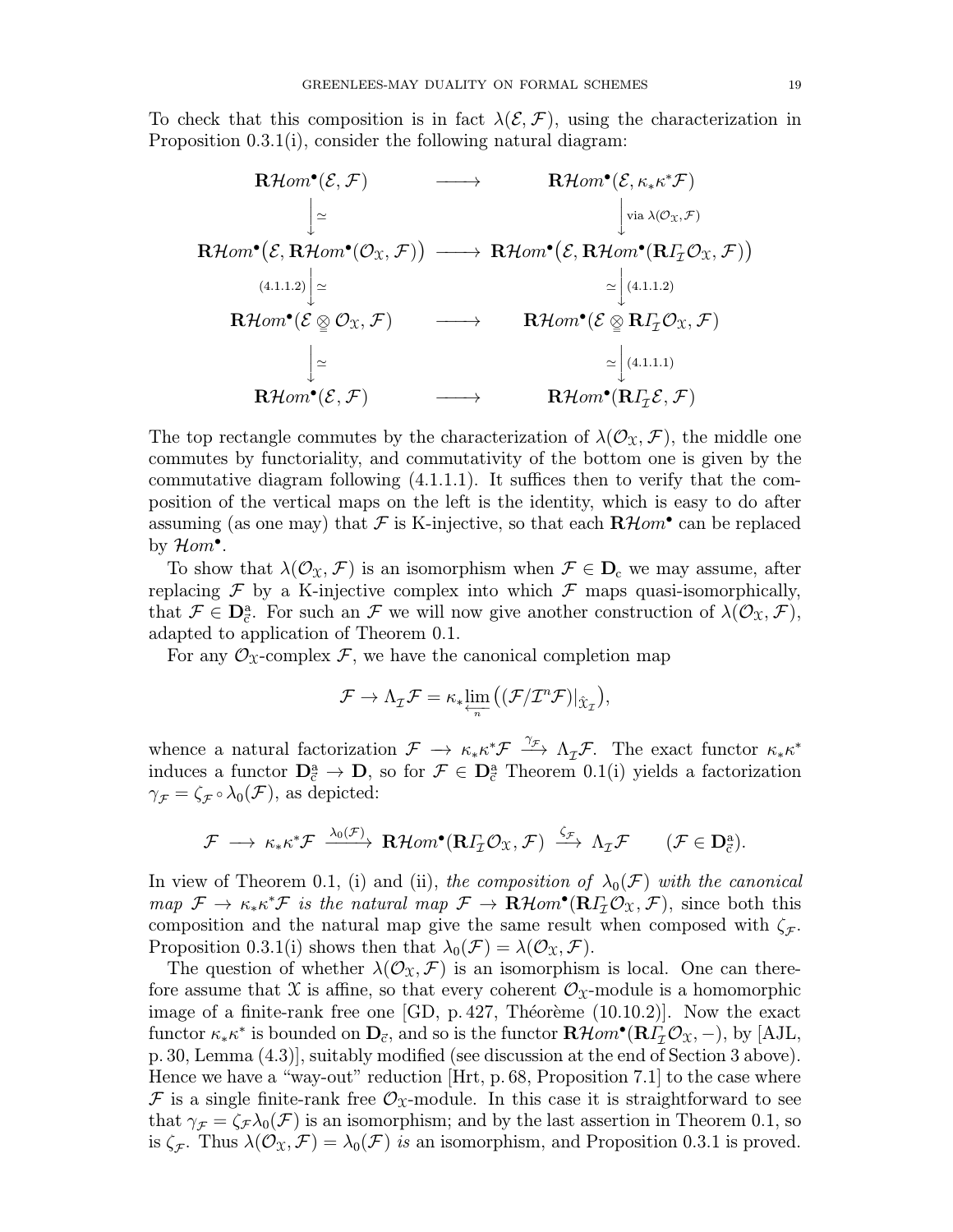To check that this composition is in fact $\lambda(\mathcal{E},\mathcal{F})$, using the characterization in Proposition 0.3.1(i), consider the following natural diagram:

$$
\begin{array}{ccc}
\mathbf{R}\mathcal{H}om^\bullet(\mathcal{E},\mathcal{F}) & \longrightarrow & \mathbf{R}\mathcal{H}om^\bullet(\mathcal{E},\kappa_*\kappa^*\mathcal{F}) \\
\Big\downarrow \simeq & & \Big\downarrow \text{via } \lambda(\mathcal{O}_{\mathfrak{X}},\mathcal{F}) \\
\mathbf{R}\mathcal{H}om^\bullet\big(\mathcal{E},\mathbf{R}\mathcal{H}om^\bullet(\mathcal{O}_{\mathfrak{X}},\mathcal{F})\big) & \longrightarrow & \mathbf{R}\mathcal{H}om^\bullet\big(\mathcal{E},\mathbf{R}\mathcal{H}om^\bullet(\mathbf{R}\varGamma_{\mathcal{I}}\mathcal{O}_{\mathfrak{X}},\mathcal{F})\big) \\
{\scriptstyle (4.1.1.2)}\Big\downarrow \simeq & & \simeq \Big\downarrow {\scriptstyle (4.1.1.2)} \\
\mathbf{R}\mathcal{H}om^\bullet(\mathcal{E}\underset{=}{\otimes}\mathcal{O}_{\mathfrak{X}},\mathcal{F}) & \longrightarrow & \mathbf{R}\mathcal{H}om^\bullet(\mathcal{E}\underset{=}{\otimes}\mathbf{R}\varGamma_{\mathcal{I}}\mathcal{O}_{\mathfrak{X}},\mathcal{F}) \\
\Big\downarrow \simeq & & \simeq \Big\downarrow {\scriptstyle (4.1.1.1)} \\
\mathbf{R}\mathcal{H}om^\bullet(\mathcal{E},\mathcal{F}) & \longrightarrow & \mathbf{R}\mathcal{H}om^\bullet(\mathbf{R}\varGamma_{\mathcal{I}}\mathcal{E},\mathcal{F})
\end{array}
$$

The top rectangle commutes by the characterization of $\lambda(\mathcal{O}_{\mathfrak{X}},\mathcal{F})$, the middle one commutes by functoriality, and commutativity of the bottom one is given by the commutative diagram following (4.1.1.1). It suffices then to verify that the composition of the vertical maps on the left is the identity, which is easy to do after assuming (as one may) that $\mathcal{F}$ is K-injective, so that each $\mathbf{R}\mathcal{H}om^\bullet$ can be replaced by $\mathcal{H}om^\bullet$.

To show that $\lambda(\mathcal{O}_{\mathfrak{X}},\mathcal{F})$ is an isomorphism when $\mathcal{F}\in\mathbf{D}_{\mathrm{c}}$ we may assume, after replacing $\mathcal{F}$ by a K-injective complex into which $\mathcal{F}$ maps quasi-isomorphically, that $\mathcal{F}\in\mathbf{D}_{\vec{\mathrm{c}}}^{\mathrm{a}}$. For such an $\mathcal{F}$ we will now give another construction of $\lambda(\mathcal{O}_{\mathfrak{X}},\mathcal{F})$, adapted to application of Theorem 0.1.

For any $\mathcal{O}_{\mathfrak{X}}$-complex $\mathcal{F}$, we have the canonical completion map

$$
\mathcal{F}\to\Lambda_{\mathcal{I}}\mathcal{F}=\kappa_*\varprojlim_n\big((\mathcal{F}/\mathcal{I}^n\mathcal{F})|_{\hat{\mathfrak{X}}_{\mathcal{I}}}\big),
$$

whence a natural factorization $\mathcal{F}\to\kappa_*\kappa^*\mathcal{F}\xrightarrow{\gamma_{\mathcal{F}}}\Lambda_{\mathcal{I}}\mathcal{F}$. The exact functor $\kappa_*\kappa^*$ induces a functor $\mathbf{D}_{\vec{\mathrm{c}}}^{\mathrm{a}}\to\mathbf{D}$, so for $\mathcal{F}\in\mathbf{D}_{\vec{\mathrm{c}}}^{\mathrm{a}}$ Theorem 0.1(i) yields a factorization $\gamma_{\mathcal{F}}=\zeta_{\mathcal{F}}\circ\lambda_0(\mathcal{F})$, as depicted:

$$
\mathcal{F}\longrightarrow\kappa_*\kappa^*\mathcal{F}\xrightarrow{\lambda_0(\mathcal{F})}\mathbf{R}\mathcal{H}om^\bullet(\mathbf{R}\varGamma_{\mathcal{I}}\mathcal{O}_{\mathfrak{X}},\mathcal{F})\xrightarrow{\zeta_{\mathcal{F}}}\Lambda_{\mathcal{I}}\mathcal{F}\qquad(\mathcal{F}\in\mathbf{D}_{\vec{\mathrm{c}}}^{\mathrm{a}}).
$$

In view of Theorem 0.1, (i) and (ii), *the composition of $\lambda_0(\mathcal{F})$ with the canonical map $\mathcal{F}\to\kappa_*\kappa^*\mathcal{F}$ is the natural map $\mathcal{F}\to\mathbf{R}\mathcal{H}om^\bullet(\mathbf{R}\varGamma_{\mathcal{I}}\mathcal{O}_{\mathfrak{X}},\mathcal{F})$*, since both this composition and the natural map give the same result when composed with $\zeta_{\mathcal{F}}$. Proposition 0.3.1(i) shows then that $\lambda_0(\mathcal{F})=\lambda(\mathcal{O}_{\mathfrak{X}},\mathcal{F})$.

The question of whether $\lambda(\mathcal{O}_{\mathfrak{X}},\mathcal{F})$ is an isomorphism is local. One can therefore assume that $\mathfrak{X}$ is affine, so that every coherent $\mathcal{O}_{\mathfrak{X}}$-module is a homomorphic image of a finite-rank free one [GD, p. 427, Théorème (10.10.2)]. Now the exact functor $\kappa_*\kappa^*$ is bounded on $\mathbf{D}_{\vec{\mathrm{c}}}$, and so is the functor $\mathbf{R}\mathcal{H}om^\bullet(\mathbf{R}\varGamma_{\mathcal{I}}\mathcal{O}_{\mathfrak{X}},-)$, by [AJL, p. 30, Lemma (4.3)], suitably modified (see discussion at the end of Section 3 above). Hence we have a "way-out" reduction [Hrt, p. 68, Proposition 7.1] to the case where $\mathcal{F}$ is a single finite-rank free $\mathcal{O}_{\mathfrak{X}}$-module. In this case it is straightforward to see that $\gamma_{\mathcal{F}}=\zeta_{\mathcal{F}}\lambda_0(\mathcal{F})$ is an isomorphism; and by the last assertion in Theorem 0.1, so is $\zeta_{\mathcal{F}}$. Thus $\lambda(\mathcal{O}_{\mathfrak{X}},\mathcal{F})=\lambda_0(\mathcal{F})$ *is* an isomorphism, and Proposition 0.3.1 is proved.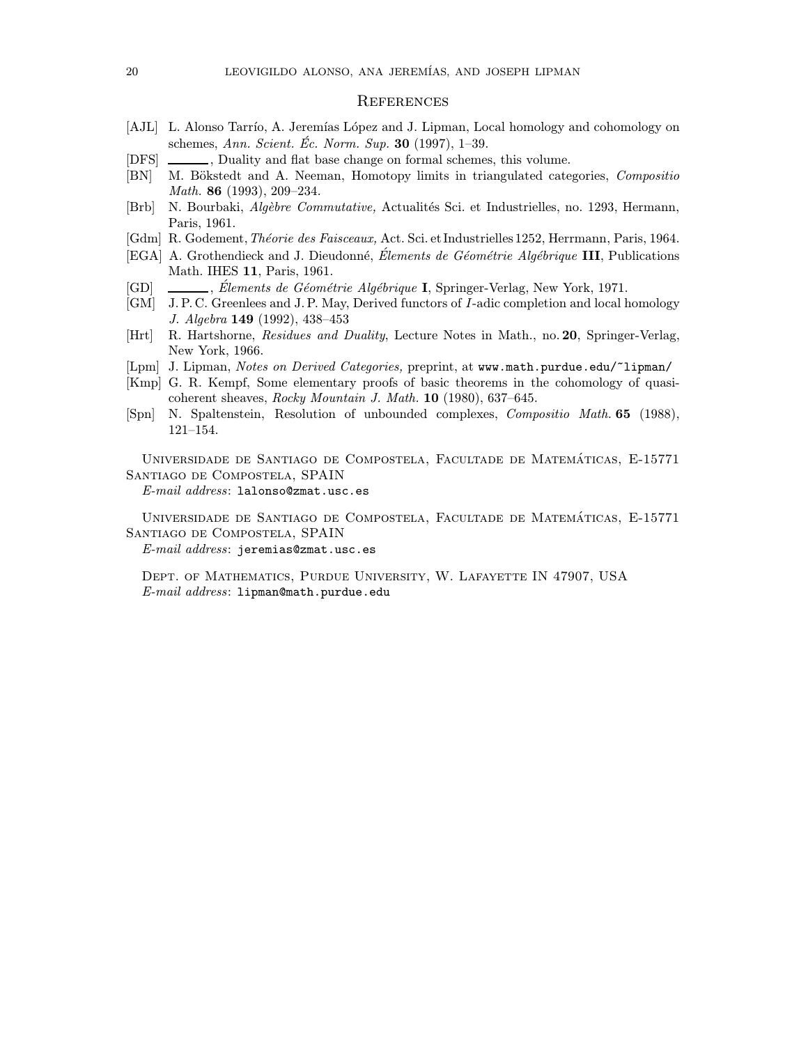## References

[AJL] L. Alonso Tarrío, A. Jeremías López and J. Lipman, Local homology and cohomology on schemes, *Ann. Scient. Éc. Norm. Sup.* **30** (1997), 1–39.

[DFS] ______, Duality and flat base change on formal schemes, this volume.

[BN] M. Bökstedt and A. Neeman, Homotopy limits in triangulated categories, *Compositio Math.* **86** (1993), 209–234.

[Brb] N. Bourbaki, *Algèbre Commutative,* Actualités Sci. et Industrielles, no. 1293, Hermann, Paris, 1961.

[Gdm] R. Godement, *Théorie des Faisceaux,* Act. Sci. et Industrielles 1252, Herrmann, Paris, 1964.

[EGA] A. Grothendieck and J. Dieudonné, *Élements de Géométrie Algébrique* **III**, Publications Math. IHES **11**, Paris, 1961.

[GD] ______, *Élements de Géométrie Algébrique* **I**, Springer-Verlag, New York, 1971.

[GM] J. P. C. Greenlees and J. P. May, Derived functors of $I$-adic completion and local homology *J. Algebra* **149** (1992), 438–453

[Hrt] R. Hartshorne, *Residues and Duality*, Lecture Notes in Math., no. **20**, Springer-Verlag, New York, 1966.

[Lpm] J. Lipman, *Notes on Derived Categories,* preprint, at `www.math.purdue.edu/~lipman/`

[Kmp] G. R. Kempf, Some elementary proofs of basic theorems in the cohomology of quasi-coherent sheaves, *Rocky Mountain J. Math.* **10** (1980), 637–645.

[Spn] N. Spaltenstein, Resolution of unbounded complexes, *Compositio Math.* **65** (1988), 121–154.

Universidade de Santiago de Compostela, Facultade de Matemáticas, E-15771 Santiago de Compostela, SPAIN

*E-mail address*: `lalonso@zmat.usc.es`

Universidade de Santiago de Compostela, Facultade de Matemáticas, E-15771 Santiago de Compostela, SPAIN

*E-mail address*: `jeremias@zmat.usc.es`

Dept. of Mathematics, Purdue University, W. Lafayette IN 47907, USA

*E-mail address*: `lipman@math.purdue.edu`